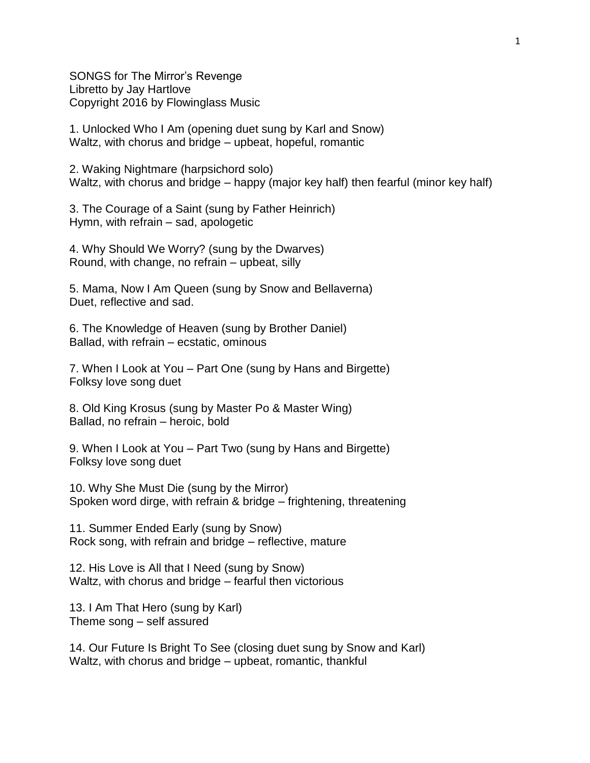SONGS for The Mirror's Revenge
Libretto by Jay Hartlove
Copyright 2016 by Flowinglass Music

1. Unlocked Who I Am (opening duet sung by Karl and Snow)
Waltz, with chorus and bridge – upbeat, hopeful, romantic

2. Waking Nightmare (harpsichord solo)
Waltz, with chorus and bridge – happy (major key half) then fearful (minor key half)

3. The Courage of a Saint (sung by Father Heinrich)
Hymn, with refrain – sad, apologetic

4. Why Should We Worry? (sung by the Dwarves)
Round, with change, no refrain – upbeat, silly

5. Mama, Now I Am Queen (sung by Snow and Bellaverna)
Duet, reflective and sad.

6. The Knowledge of Heaven (sung by Brother Daniel)
Ballad, with refrain – ecstatic, ominous

7. When I Look at You – Part One (sung by Hans and Birgette)
Folksy love song duet

8. Old King Krosus (sung by Master Po & Master Wing)
Ballad, no refrain – heroic, bold

9. When I Look at You – Part Two (sung by Hans and Birgette)
Folksy love song duet

10. Why She Must Die (sung by the Mirror)
Spoken word dirge, with refrain & bridge – frightening, threatening

11. Summer Ended Early (sung by Snow)
Rock song, with refrain and bridge – reflective, mature

12. His Love is All that I Need (sung by Snow)
Waltz, with chorus and bridge – fearful then victorious

13. I Am That Hero (sung by Karl)
Theme song – self assured

14. Our Future Is Bright To See (closing duet sung by Snow and Karl)
Waltz, with chorus and bridge – upbeat, romantic, thankful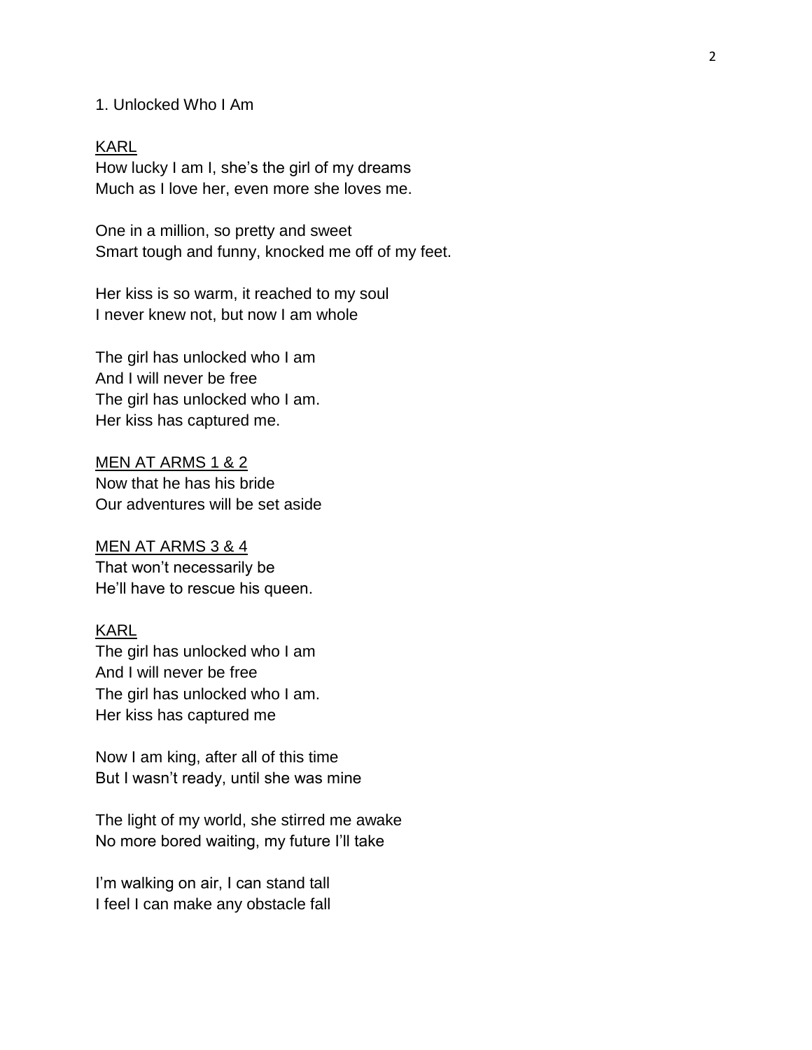## 1. Unlocked Who I Am

<u>KARL</u>

How lucky I am I, she's the girl of my dreams
Much as I love her, even more she loves me.

One in a million, so pretty and sweet
Smart tough and funny, knocked me off of my feet.

Her kiss is so warm, it reached to my soul
I never knew not, but now I am whole

The girl has unlocked who I am
And I will never be free
The girl has unlocked who I am.
Her kiss has captured me.

<u>MEN AT ARMS 1 & 2</u>

Now that he has his bride
Our adventures will be set aside

<u>MEN AT ARMS 3 & 4</u>

That won't necessarily be
He'll have to rescue his queen.

<u>KARL</u>

The girl has unlocked who I am
And I will never be free
The girl has unlocked who I am.
Her kiss has captured me

Now I am king, after all of this time
But I wasn't ready, until she was mine

The light of my world, she stirred me awake
No more bored waiting, my future I'll take

I'm walking on air, I can stand tall
I feel I can make any obstacle fall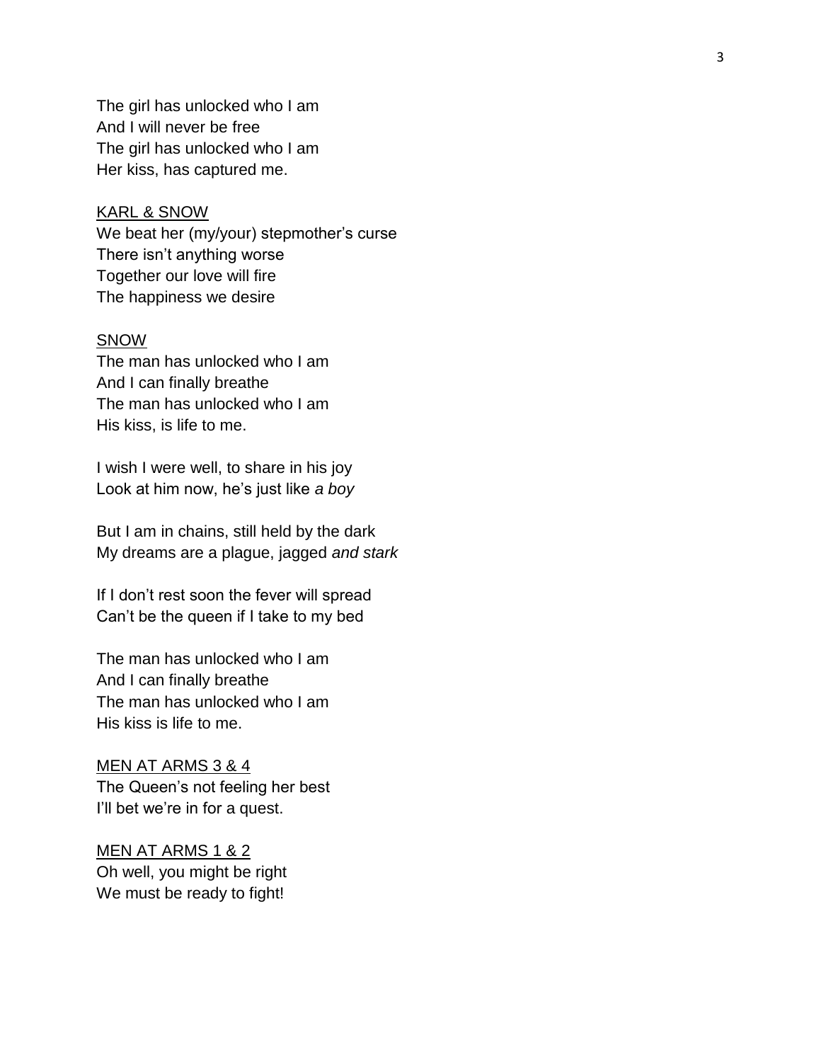The girl has unlocked who I am  
And I will never be free  
The girl has unlocked who I am  
Her kiss, has captured me.

<u>KARL & SNOW</u>  
We beat her (my/your) stepmother's curse  
There isn't anything worse  
Together our love will fire  
The happiness we desire

<u>SNOW</u>  
The man has unlocked who I am  
And I can finally breathe  
The man has unlocked who I am  
His kiss, is life to me.

I wish I were well, to share in his joy  
Look at him now, he's just like *a boy*

But I am in chains, still held by the dark  
My dreams are a plague, jagged *and stark*

If I don't rest soon the fever will spread  
Can't be the queen if I take to my bed

The man has unlocked who I am  
And I can finally breathe  
The man has unlocked who I am  
His kiss is life to me.

<u>MEN AT ARMS 3 & 4</u>  
The Queen's not feeling her best  
I'll bet we're in for a quest.

<u>MEN AT ARMS 1 & 2</u>  
Oh well, you might be right  
We must be ready to fight!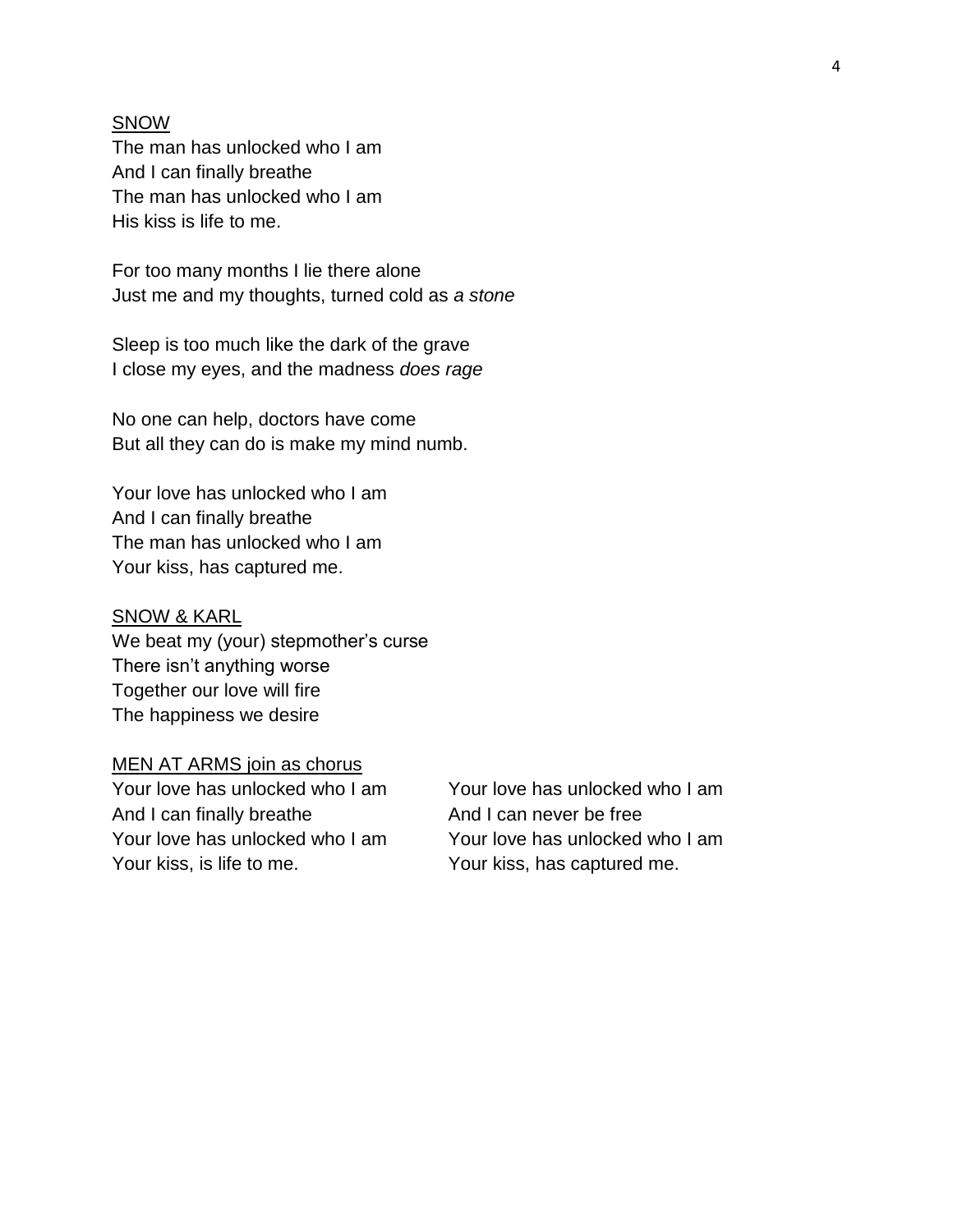<u>SNOW</u>

The man has unlocked who I am
And I can finally breathe
The man has unlocked who I am
His kiss is life to me.

For too many months I lie there alone
Just me and my thoughts, turned cold as *a stone*

Sleep is too much like the dark of the grave
I close my eyes, and the madness *does rage*

No one can help, doctors have come
But all they can do is make my mind numb.

Your love has unlocked who I am
And I can finally breathe
The man has unlocked who I am
Your kiss, has captured me.

<u>SNOW & KARL</u>

We beat my (your) stepmother's curse
There isn't anything worse
Together our love will fire
The happiness we desire

<u>MEN AT ARMS join as chorus</u>

Your love has unlocked who I am
And I can finally breathe
Your love has unlocked who I am
Your kiss, is life to me.

Your love has unlocked who I am
And I can never be free
Your love has unlocked who I am
Your kiss, has captured me.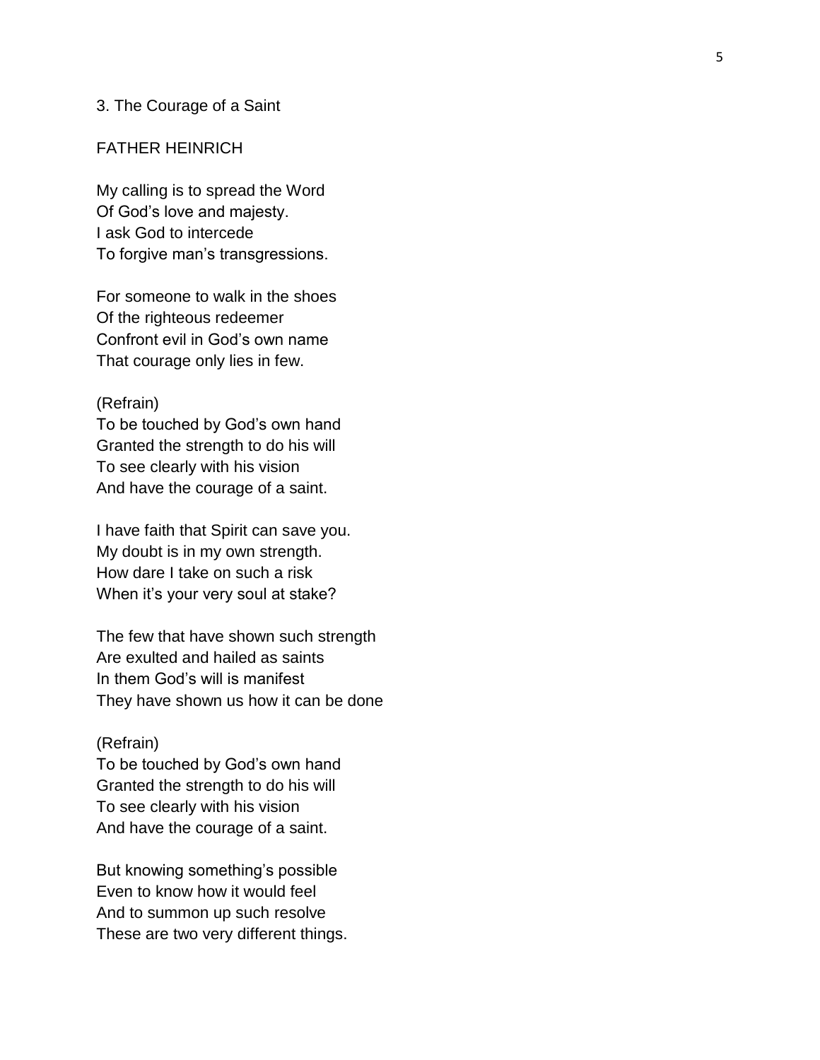## 3. The Courage of a Saint

FATHER HEINRICH

My calling is to spread the Word
Of God's love and majesty.
I ask God to intercede
To forgive man's transgressions.

For someone to walk in the shoes
Of the righteous redeemer
Confront evil in God's own name
That courage only lies in few.

(Refrain)
To be touched by God's own hand
Granted the strength to do his will
To see clearly with his vision
And have the courage of a saint.

I have faith that Spirit can save you.
My doubt is in my own strength.
How dare I take on such a risk
When it's your very soul at stake?

The few that have shown such strength
Are exulted and hailed as saints
In them God's will is manifest
They have shown us how it can be done

(Refrain)
To be touched by God's own hand
Granted the strength to do his will
To see clearly with his vision
And have the courage of a saint.

But knowing something's possible
Even to know how it would feel
And to summon up such resolve
These are two very different things.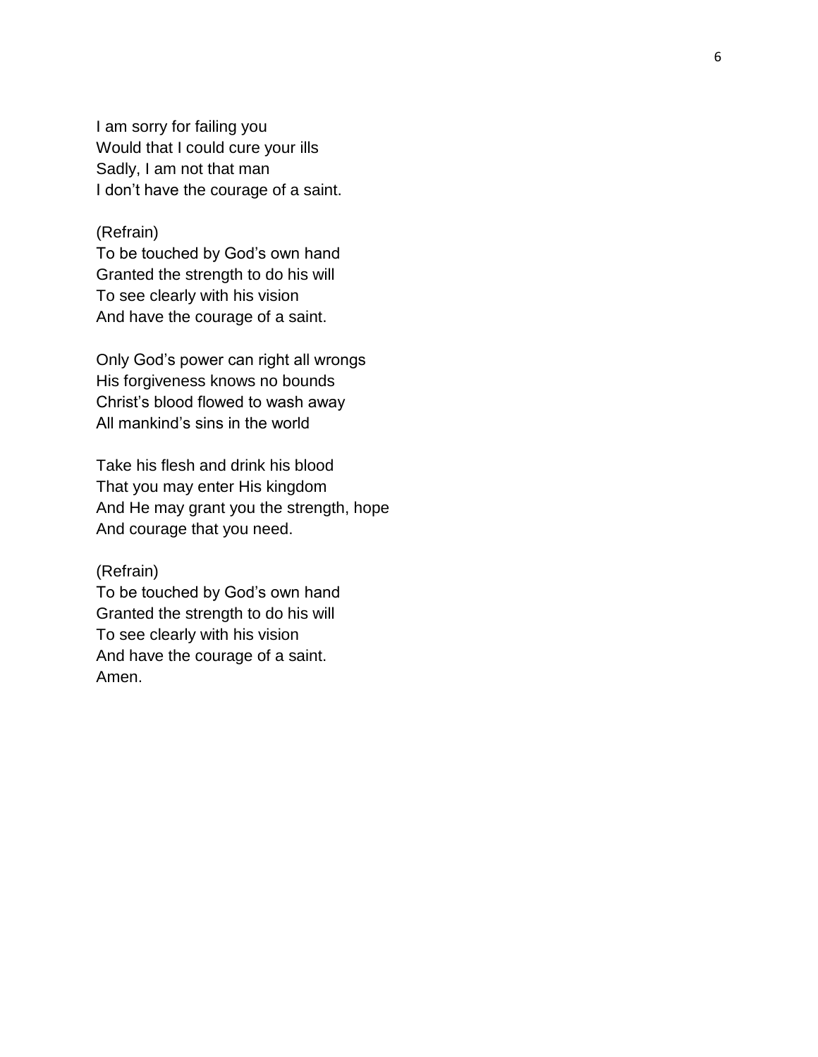I am sorry for failing you  
Would that I could cure your ills  
Sadly, I am not that man  
I don't have the courage of a saint.

(Refrain)  
To be touched by God's own hand  
Granted the strength to do his will  
To see clearly with his vision  
And have the courage of a saint.

Only God's power can right all wrongs  
His forgiveness knows no bounds  
Christ's blood flowed to wash away  
All mankind's sins in the world

Take his flesh and drink his blood  
That you may enter His kingdom  
And He may grant you the strength, hope  
And courage that you need.

(Refrain)  
To be touched by God's own hand  
Granted the strength to do his will  
To see clearly with his vision  
And have the courage of a saint.  
Amen.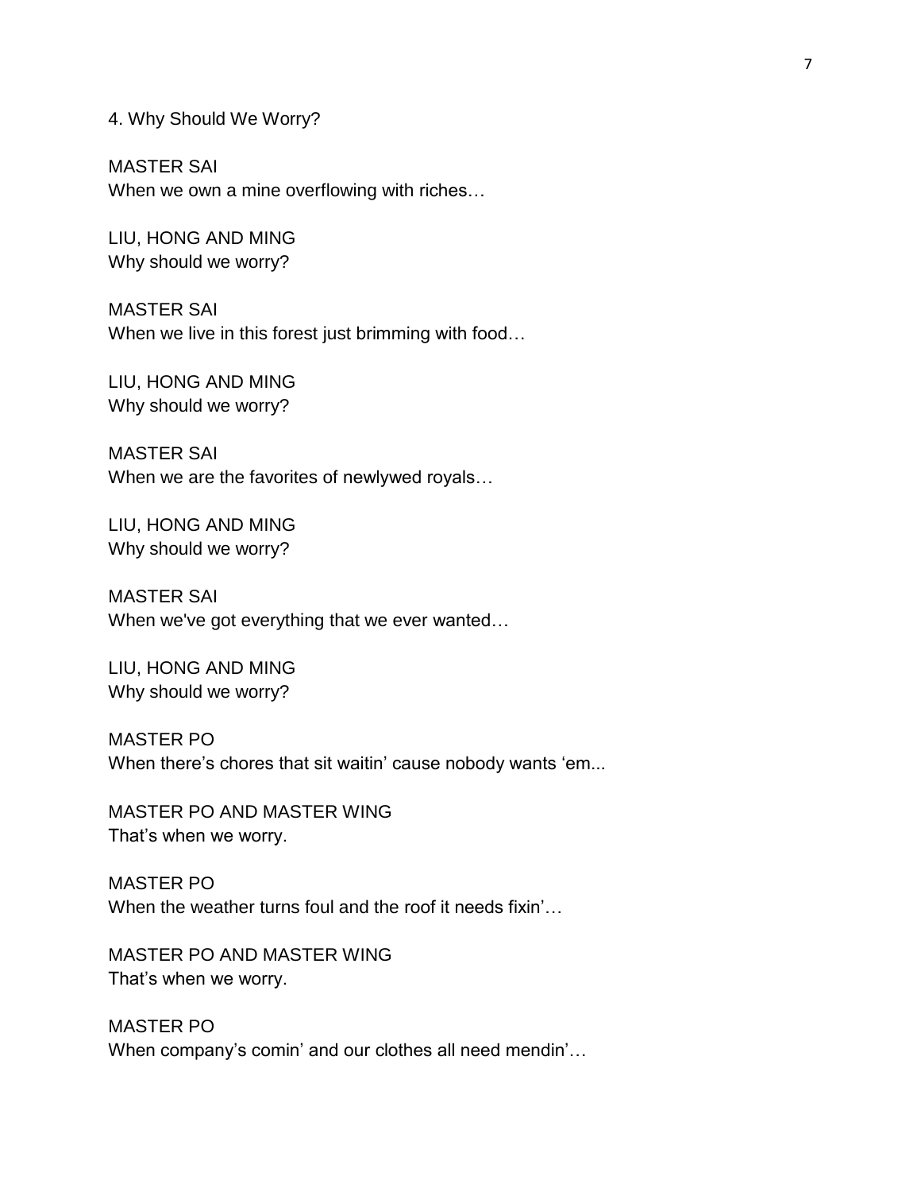4. Why Should We Worry?

MASTER SAI
When we own a mine overflowing with riches…

LIU, HONG AND MING
Why should we worry?

MASTER SAI
When we live in this forest just brimming with food…

LIU, HONG AND MING
Why should we worry?

MASTER SAI
When we are the favorites of newlywed royals…

LIU, HONG AND MING
Why should we worry?

MASTER SAI
When we've got everything that we ever wanted…

LIU, HONG AND MING
Why should we worry?

MASTER PO
When there's chores that sit waitin' cause nobody wants 'em...

MASTER PO AND MASTER WING
That's when we worry.

MASTER PO
When the weather turns foul and the roof it needs fixin'…

MASTER PO AND MASTER WING
That's when we worry.

MASTER PO
When company's comin' and our clothes all need mendin'…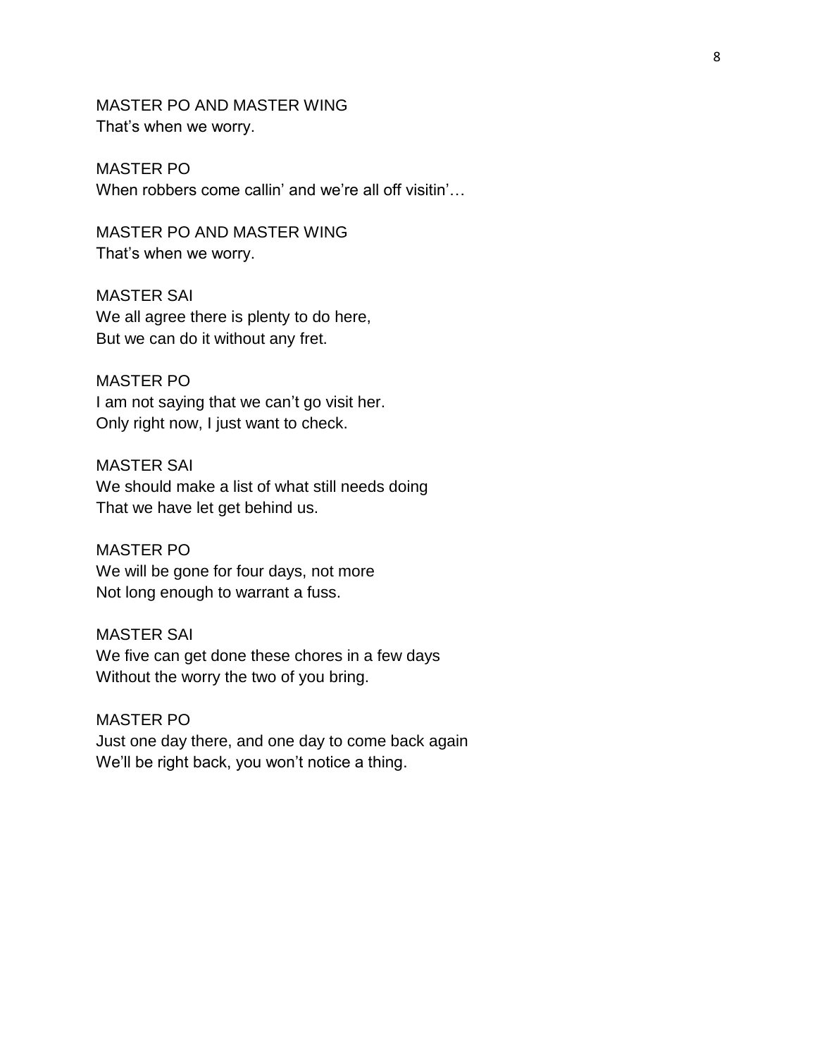MASTER PO AND MASTER WING
That's when we worry.

MASTER PO
When robbers come callin' and we're all off visitin'…

MASTER PO AND MASTER WING
That's when we worry.

MASTER SAI
We all agree there is plenty to do here,
But we can do it without any fret.

MASTER PO
I am not saying that we can't go visit her.
Only right now, I just want to check.

MASTER SAI
We should make a list of what still needs doing
That we have let get behind us.

MASTER PO
We will be gone for four days, not more
Not long enough to warrant a fuss.

MASTER SAI
We five can get done these chores in a few days
Without the worry the two of you bring.

MASTER PO
Just one day there, and one day to come back again
We'll be right back, you won't notice a thing.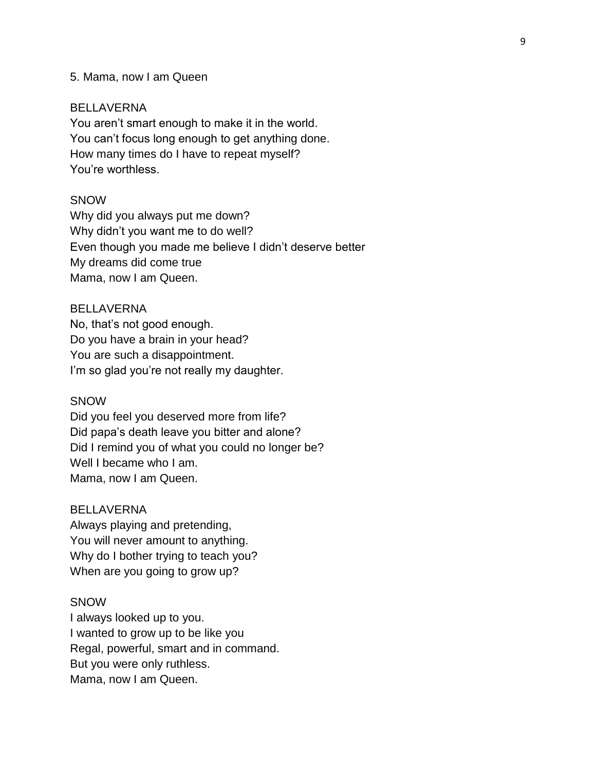5. Mama, now I am Queen

BELLAVERNA
You aren't smart enough to make it in the world.
You can't focus long enough to get anything done.
How many times do I have to repeat myself?
You're worthless.

SNOW
Why did you always put me down?
Why didn't you want me to do well?
Even though you made me believe I didn't deserve better
My dreams did come true
Mama, now I am Queen.

BELLAVERNA
No, that's not good enough.
Do you have a brain in your head?
You are such a disappointment.
I'm so glad you're not really my daughter.

SNOW
Did you feel you deserved more from life?
Did papa's death leave you bitter and alone?
Did I remind you of what you could no longer be?
Well I became who I am.
Mama, now I am Queen.

BELLAVERNA
Always playing and pretending,
You will never amount to anything.
Why do I bother trying to teach you?
When are you going to grow up?

SNOW
I always looked up to you.
I wanted to grow up to be like you
Regal, powerful, smart and in command.
But you were only ruthless.
Mama, now I am Queen.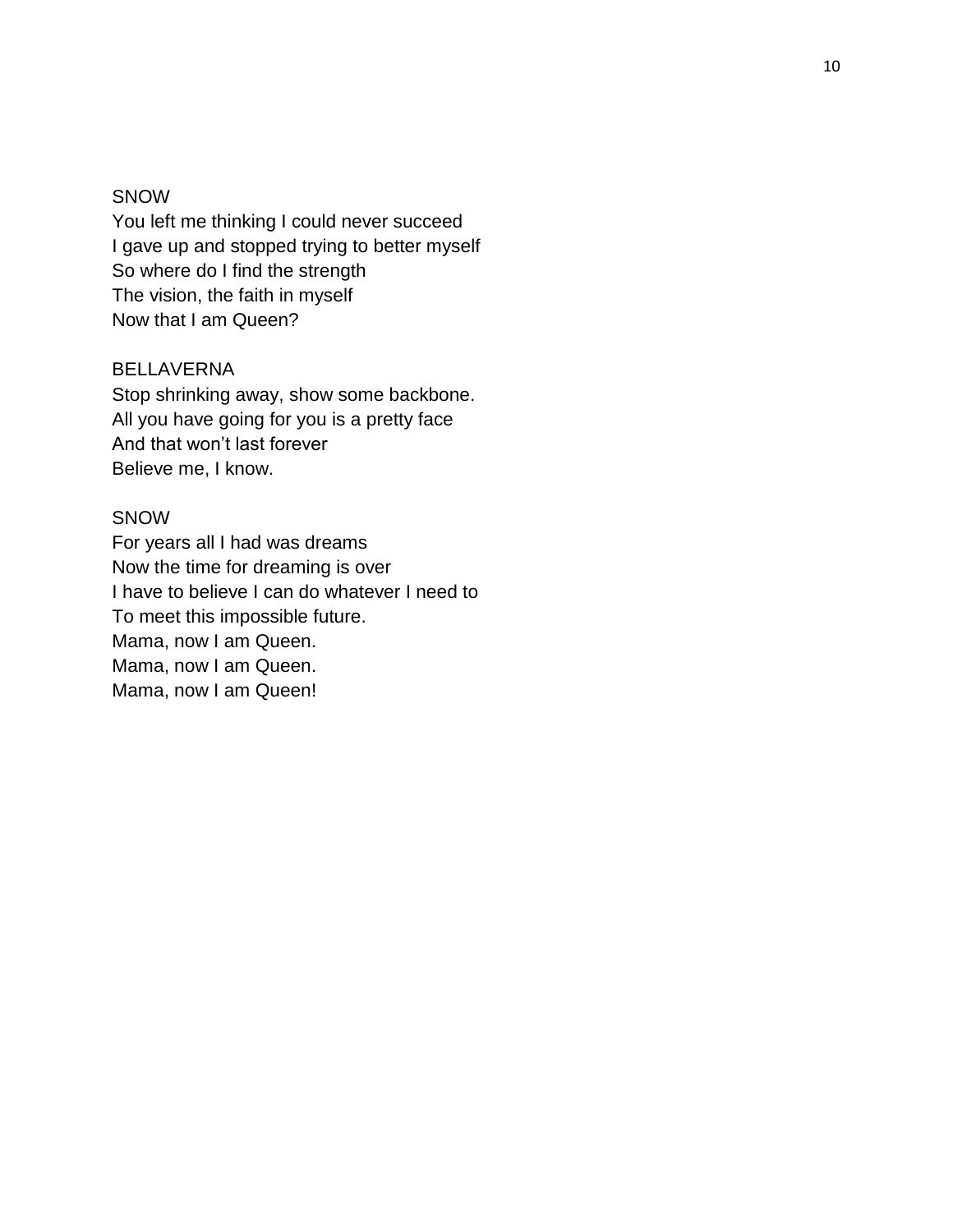SNOW
You left me thinking I could never succeed
I gave up and stopped trying to better myself
So where do I find the strength
The vision, the faith in myself
Now that I am Queen?

BELLAVERNA
Stop shrinking away, show some backbone.
All you have going for you is a pretty face
And that won't last forever
Believe me, I know.

SNOW
For years all I had was dreams
Now the time for dreaming is over
I have to believe I can do whatever I need to
To meet this impossible future.
Mama, now I am Queen.
Mama, now I am Queen.
Mama, now I am Queen!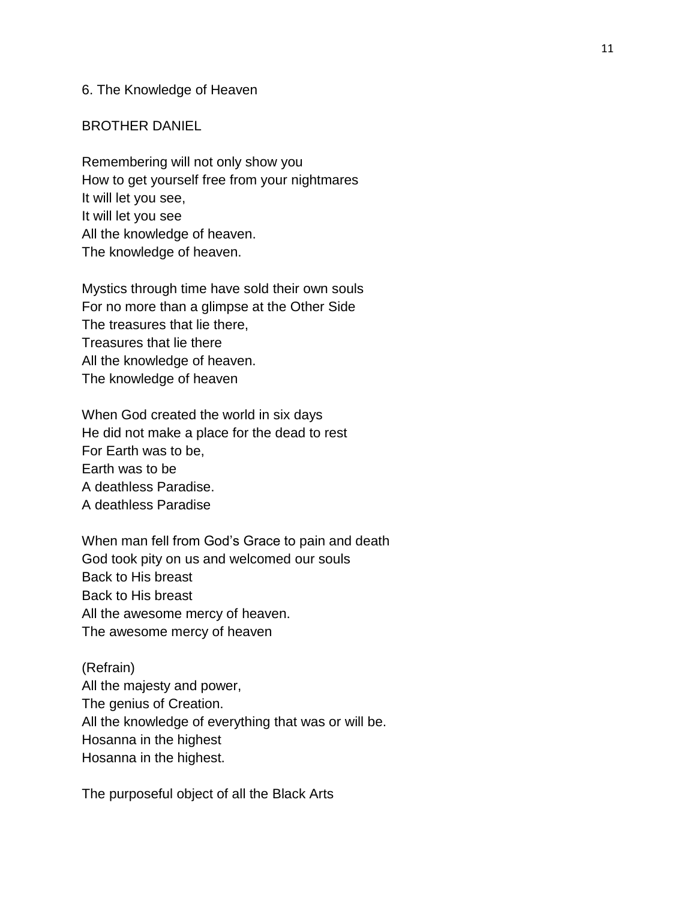## 6. The Knowledge of Heaven

BROTHER DANIEL

Remembering will not only show you
How to get yourself free from your nightmares
It will let you see,
It will let you see
All the knowledge of heaven.
The knowledge of heaven.

Mystics through time have sold their own souls
For no more than a glimpse at the Other Side
The treasures that lie there,
Treasures that lie there
All the knowledge of heaven.
The knowledge of heaven

When God created the world in six days
He did not make a place for the dead to rest
For Earth was to be,
Earth was to be
A deathless Paradise.
A deathless Paradise

When man fell from God's Grace to pain and death
God took pity on us and welcomed our souls
Back to His breast
Back to His breast
All the awesome mercy of heaven.
The awesome mercy of heaven

(Refrain)
All the majesty and power,
The genius of Creation.
All the knowledge of everything that was or will be.
Hosanna in the highest
Hosanna in the highest.

The purposeful object of all the Black Arts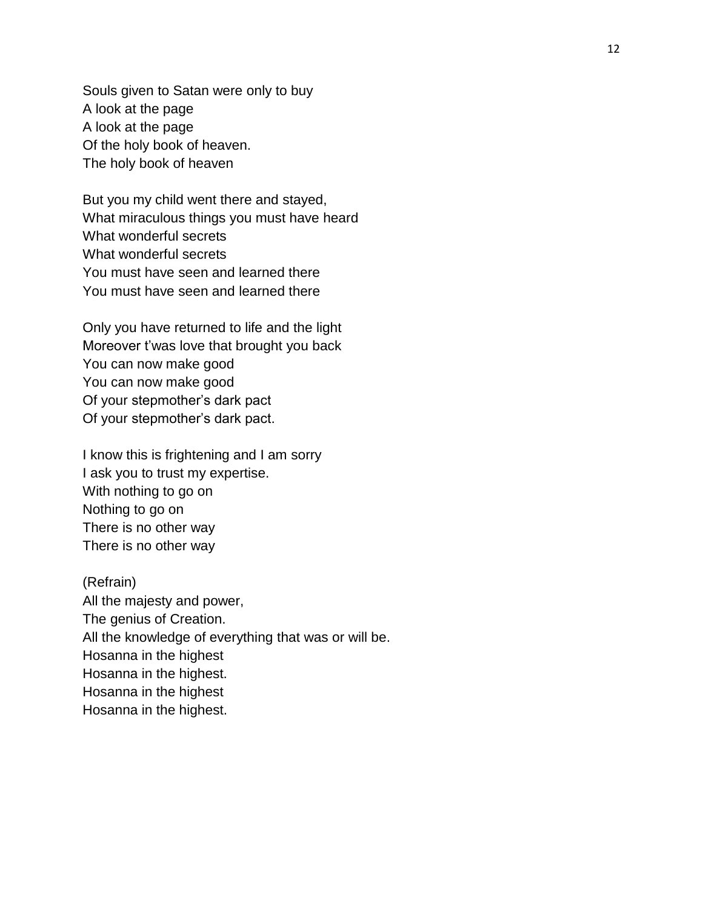Souls given to Satan were only to buy  
A look at the page  
A look at the page  
Of the holy book of heaven.  
The holy book of heaven

But you my child went there and stayed,  
What miraculous things you must have heard  
What wonderful secrets  
What wonderful secrets  
You must have seen and learned there  
You must have seen and learned there

Only you have returned to life and the light  
Moreover t'was love that brought you back  
You can now make good  
You can now make good  
Of your stepmother's dark pact  
Of your stepmother's dark pact.

I know this is frightening and I am sorry  
I ask you to trust my expertise.  
With nothing to go on  
Nothing to go on  
There is no other way  
There is no other way

(Refrain)  
All the majesty and power,  
The genius of Creation.  
All the knowledge of everything that was or will be.  
Hosanna in the highest  
Hosanna in the highest.  
Hosanna in the highest  
Hosanna in the highest.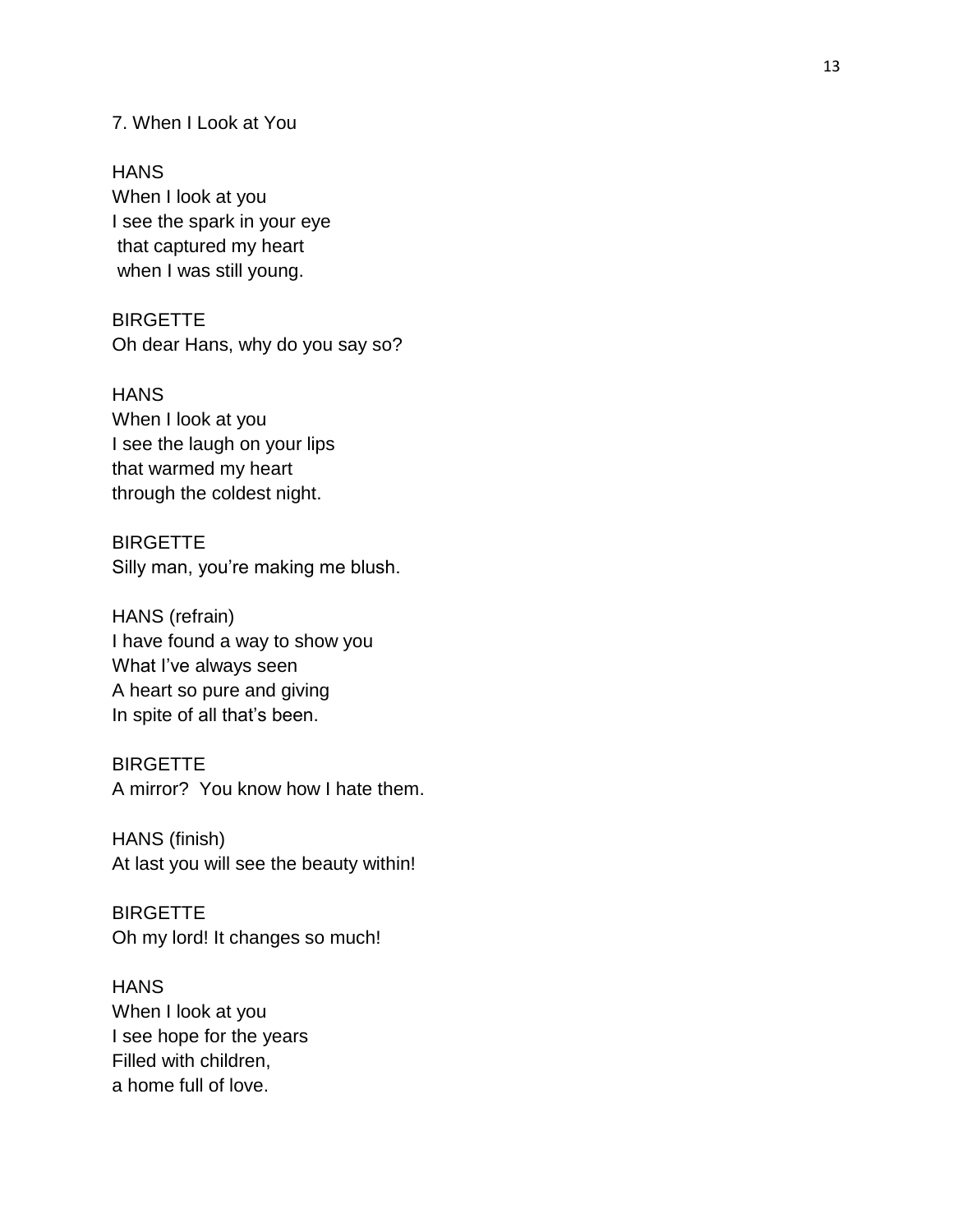7. When I Look at You

HANS
When I look at you
I see the spark in your eye
that captured my heart
when I was still young.

BIRGETTE
Oh dear Hans, why do you say so?

HANS
When I look at you
I see the laugh on your lips
that warmed my heart
through the coldest night.

BIRGETTE
Silly man, you're making me blush.

HANS (refrain)
I have found a way to show you
What I've always seen
A heart so pure and giving
In spite of all that's been.

BIRGETTE
A mirror?  You know how I hate them.

HANS (finish)
At last you will see the beauty within!

BIRGETTE
Oh my lord! It changes so much!

HANS
When I look at you
I see hope for the years
Filled with children,
a home full of love.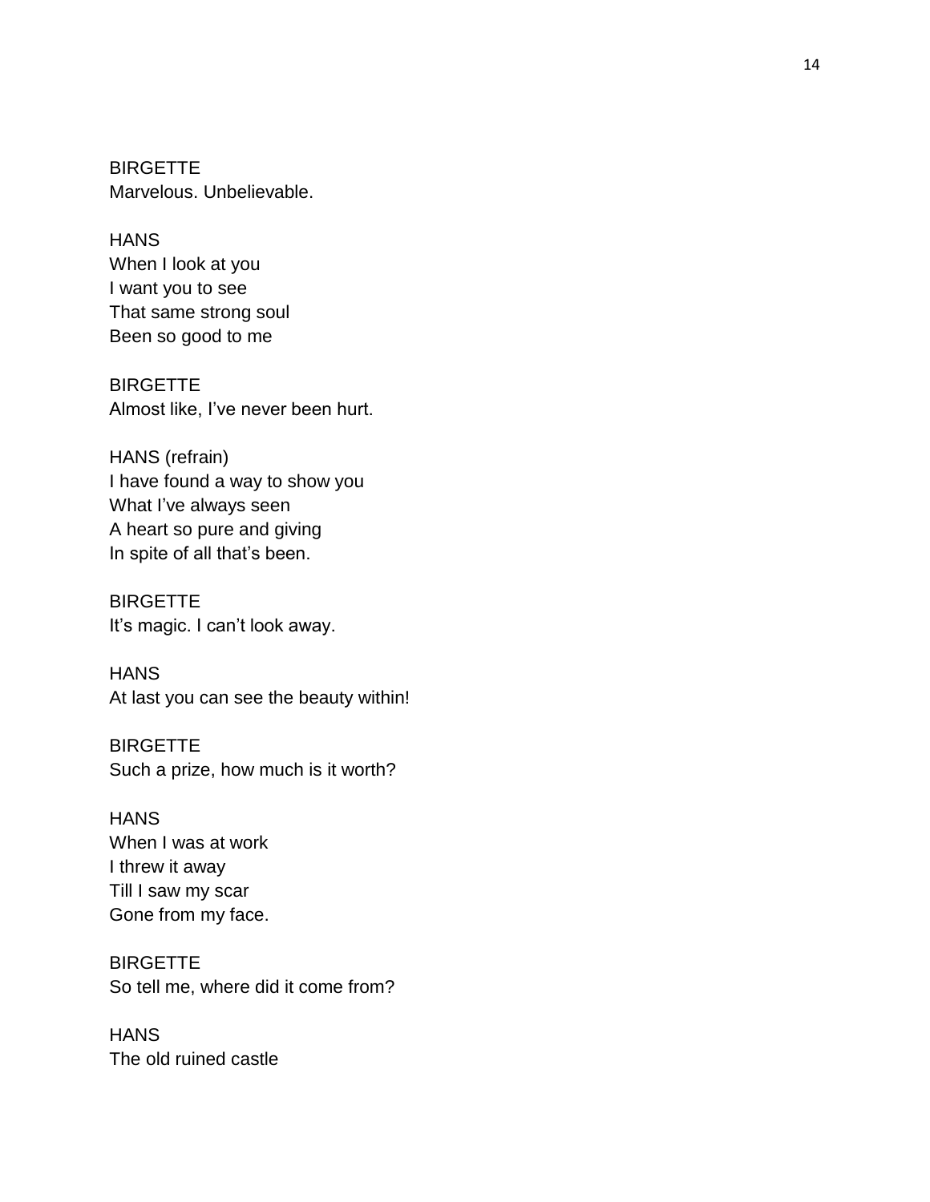BIRGETTE
Marvelous. Unbelievable.

HANS
When I look at you
I want you to see
That same strong soul
Been so good to me

BIRGETTE
Almost like, I've never been hurt.

HANS (refrain)
I have found a way to show you
What I've always seen
A heart so pure and giving
In spite of all that's been.

BIRGETTE
It's magic. I can't look away.

HANS
At last you can see the beauty within!

BIRGETTE
Such a prize, how much is it worth?

HANS
When I was at work
I threw it away
Till I saw my scar
Gone from my face.

BIRGETTE
So tell me, where did it come from?

HANS
The old ruined castle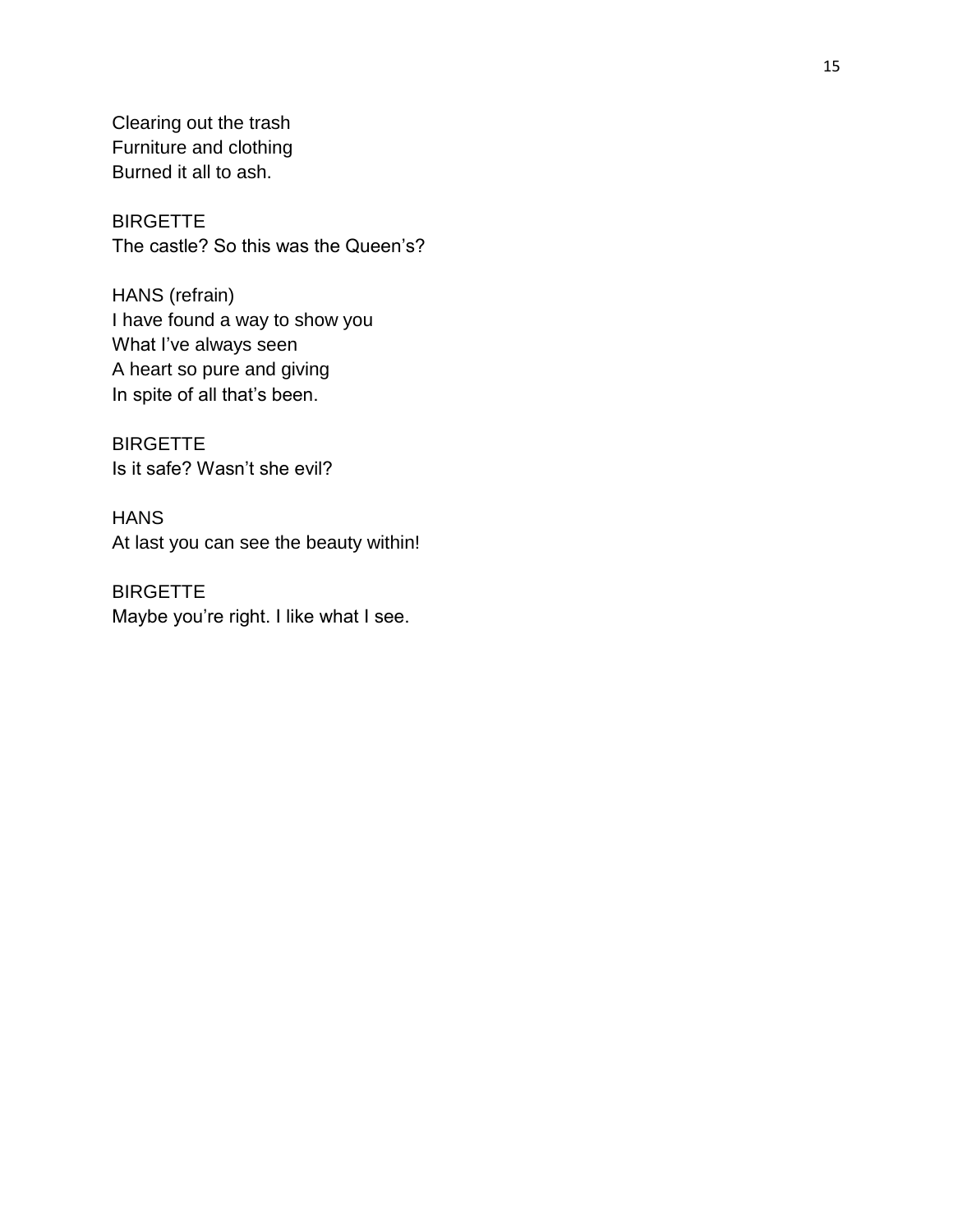Clearing out the trash
Furniture and clothing
Burned it all to ash.

BIRGETTE
The castle? So this was the Queen's?

HANS (refrain)
I have found a way to show you
What I've always seen
A heart so pure and giving
In spite of all that's been.

BIRGETTE
Is it safe? Wasn't she evil?

HANS
At last you can see the beauty within!

BIRGETTE
Maybe you're right. I like what I see.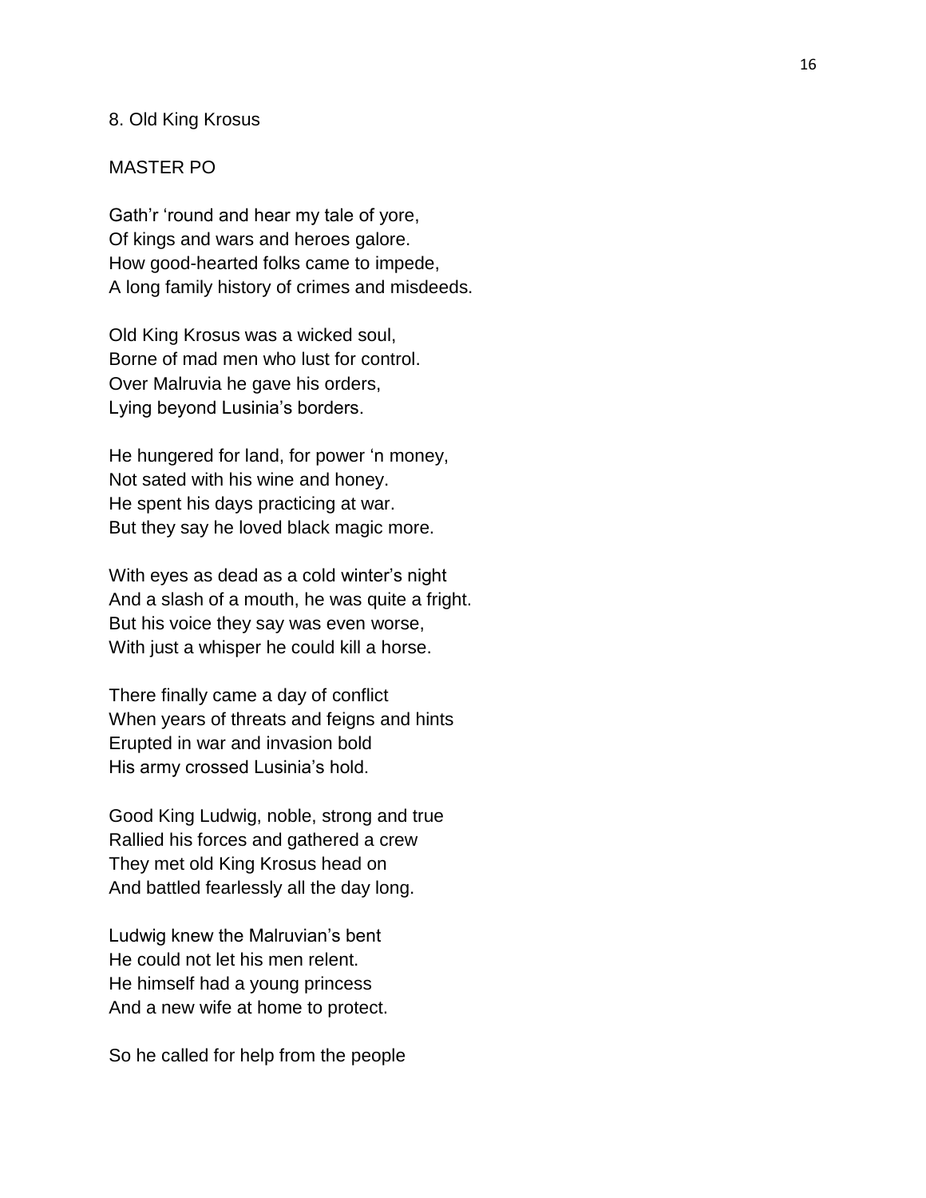## 8. Old King Krosus

MASTER PO

Gath'r 'round and hear my tale of yore,
Of kings and wars and heroes galore.
How good-hearted folks came to impede,
A long family history of crimes and misdeeds.

Old King Krosus was a wicked soul,
Borne of mad men who lust for control.
Over Malruvia he gave his orders,
Lying beyond Lusinia's borders.

He hungered for land, for power 'n money,
Not sated with his wine and honey.
He spent his days practicing at war.
But they say he loved black magic more.

With eyes as dead as a cold winter's night
And a slash of a mouth, he was quite a fright.
But his voice they say was even worse,
With just a whisper he could kill a horse.

There finally came a day of conflict
When years of threats and feigns and hints
Erupted in war and invasion bold
His army crossed Lusinia's hold.

Good King Ludwig, noble, strong and true
Rallied his forces and gathered a crew
They met old King Krosus head on
And battled fearlessly all the day long.

Ludwig knew the Malruvian's bent
He could not let his men relent.
He himself had a young princess
And a new wife at home to protect.

So he called for help from the people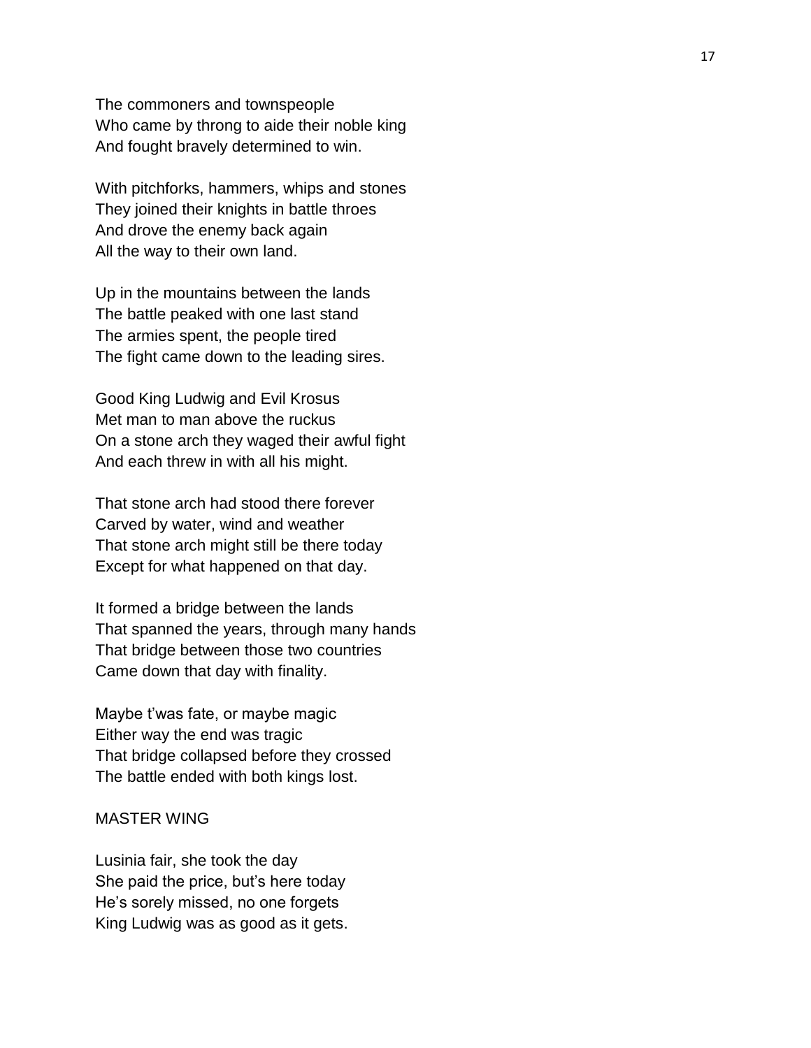The commoners and townspeople
Who came by throng to aide their noble king
And fought bravely determined to win.

With pitchforks, hammers, whips and stones
They joined their knights in battle throes
And drove the enemy back again
All the way to their own land.

Up in the mountains between the lands
The battle peaked with one last stand
The armies spent, the people tired
The fight came down to the leading sires.

Good King Ludwig and Evil Krosus
Met man to man above the ruckus
On a stone arch they waged their awful fight
And each threw in with all his might.

That stone arch had stood there forever
Carved by water, wind and weather
That stone arch might still be there today
Except for what happened on that day.

It formed a bridge between the lands
That spanned the years, through many hands
That bridge between those two countries
Came down that day with finality.

Maybe t'was fate, or maybe magic
Either way the end was tragic
That bridge collapsed before they crossed
The battle ended with both kings lost.

MASTER WING

Lusinia fair, she took the day
She paid the price, but's here today
He's sorely missed, no one forgets
King Ludwig was as good as it gets.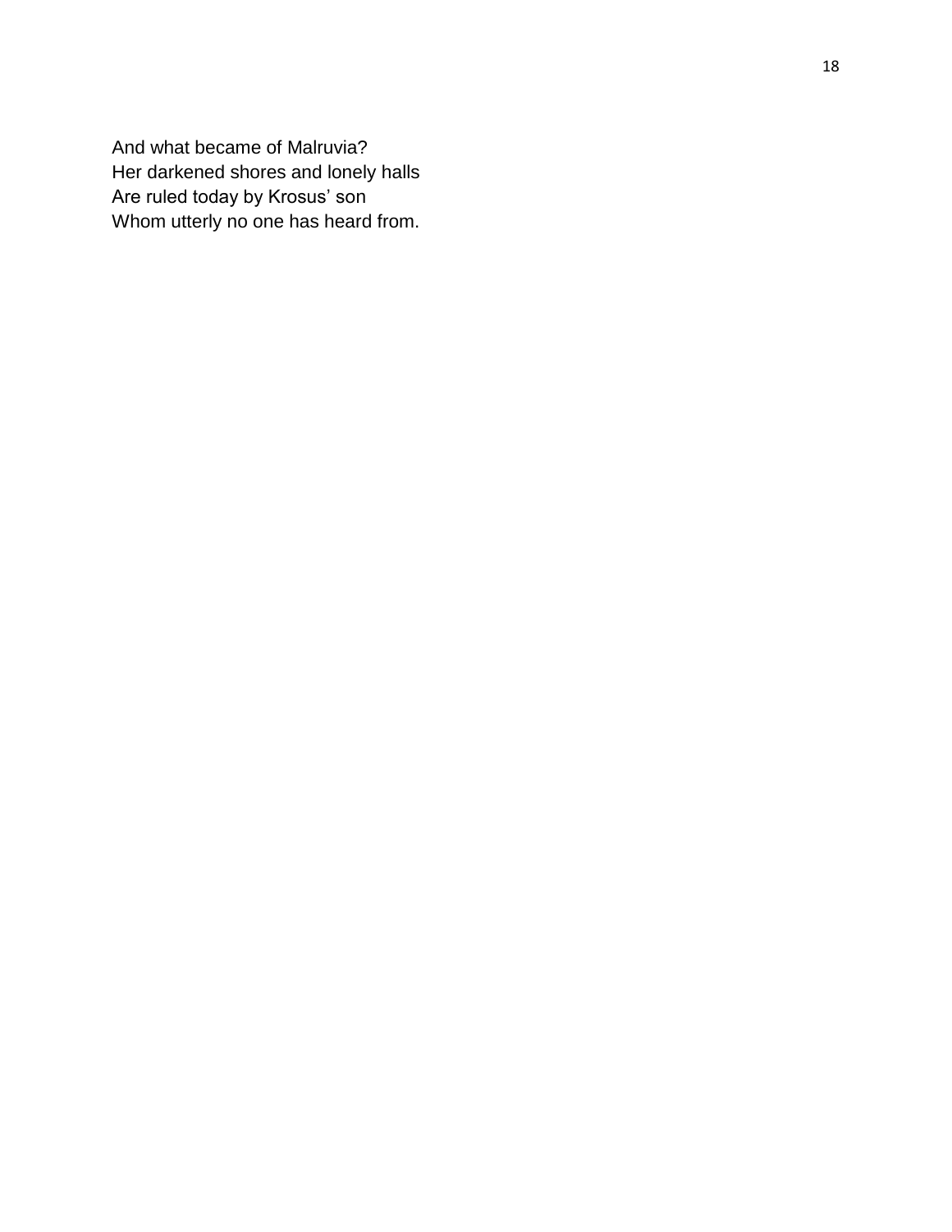And what became of Malruvia?  
Her darkened shores and lonely halls  
Are ruled today by Krosus' son  
Whom utterly no one has heard from.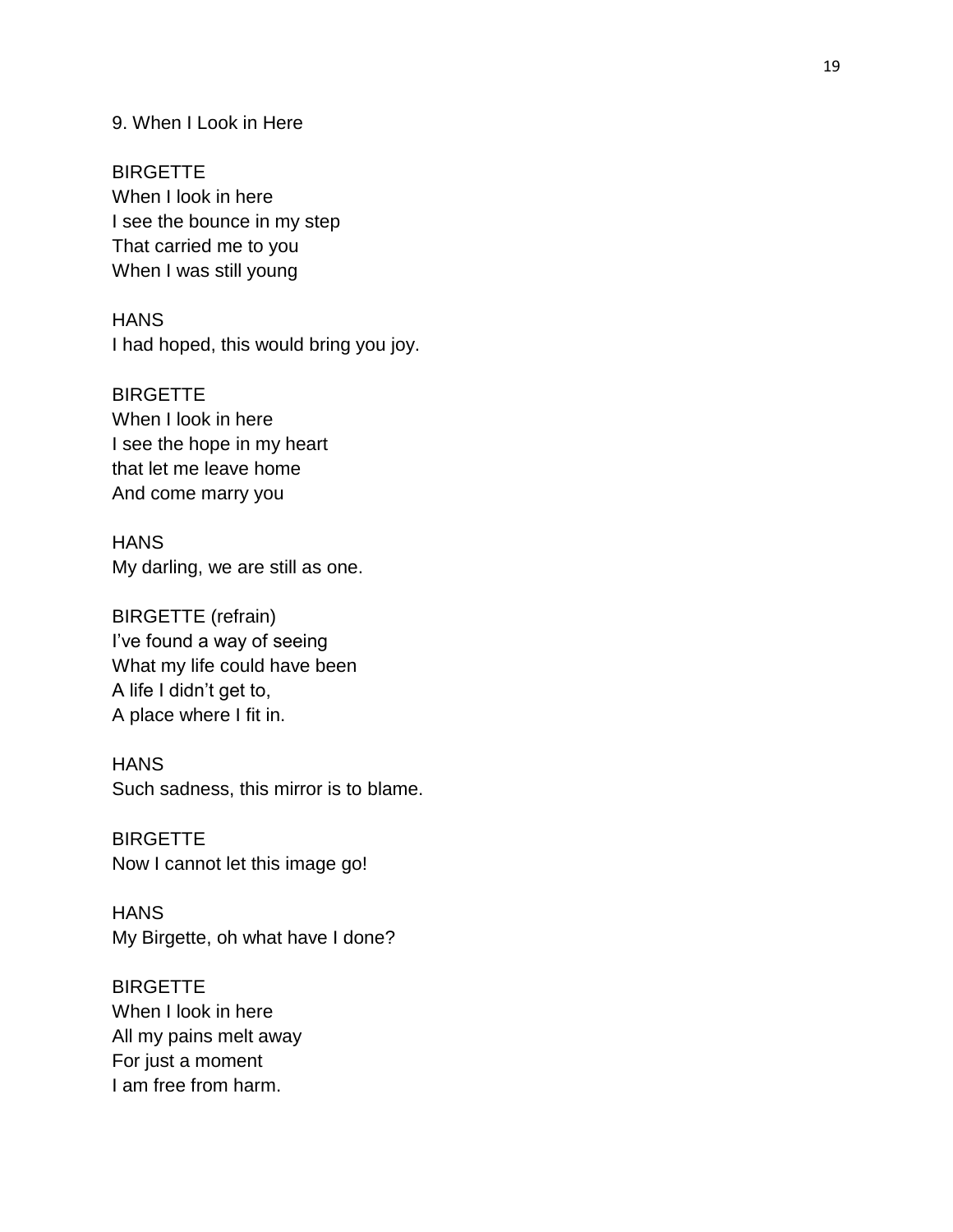9. When I Look in Here

BIRGETTE
When I look in here
I see the bounce in my step
That carried me to you
When I was still young

HANS
I had hoped, this would bring you joy.

BIRGETTE
When I look in here
I see the hope in my heart
that let me leave home
And come marry you

HANS
My darling, we are still as one.

BIRGETTE (refrain)
I've found a way of seeing
What my life could have been
A life I didn't get to,
A place where I fit in.

HANS
Such sadness, this mirror is to blame.

BIRGETTE
Now I cannot let this image go!

HANS
My Birgette, oh what have I done?

BIRGETTE
When I look in here
All my pains melt away
For just a moment
I am free from harm.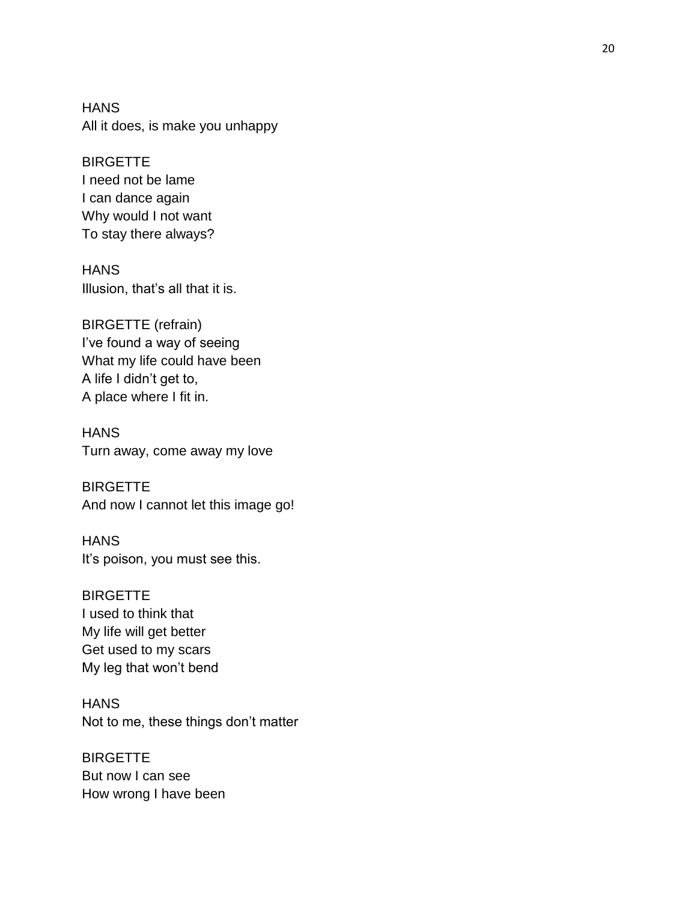HANS
All it does, is make you unhappy

BIRGETTE
I need not be lame
I can dance again
Why would I not want
To stay there always?

HANS
Illusion, that's all that it is.

BIRGETTE (refrain)
I've found a way of seeing
What my life could have been
A life I didn't get to,
A place where I fit in.

HANS
Turn away, come away my love

BIRGETTE
And now I cannot let this image go!

HANS
It's poison, you must see this.

BIRGETTE
I used to think that
My life will get better
Get used to my scars
My leg that won't bend

HANS
Not to me, these things don't matter

BIRGETTE
But now I can see
How wrong I have been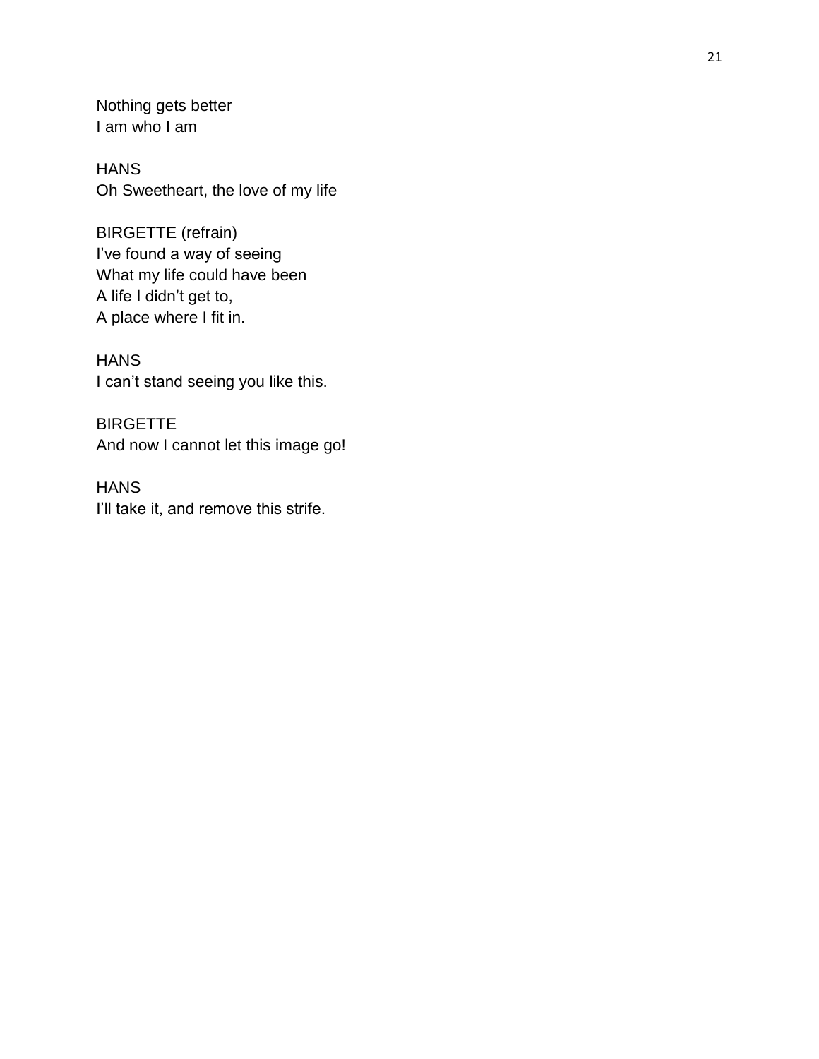Nothing gets better
I am who I am

HANS
Oh Sweetheart, the love of my life

BIRGETTE (refrain)
I've found a way of seeing
What my life could have been
A life I didn't get to,
A place where I fit in.

HANS
I can't stand seeing you like this.

BIRGETTE
And now I cannot let this image go!

HANS
I'll take it, and remove this strife.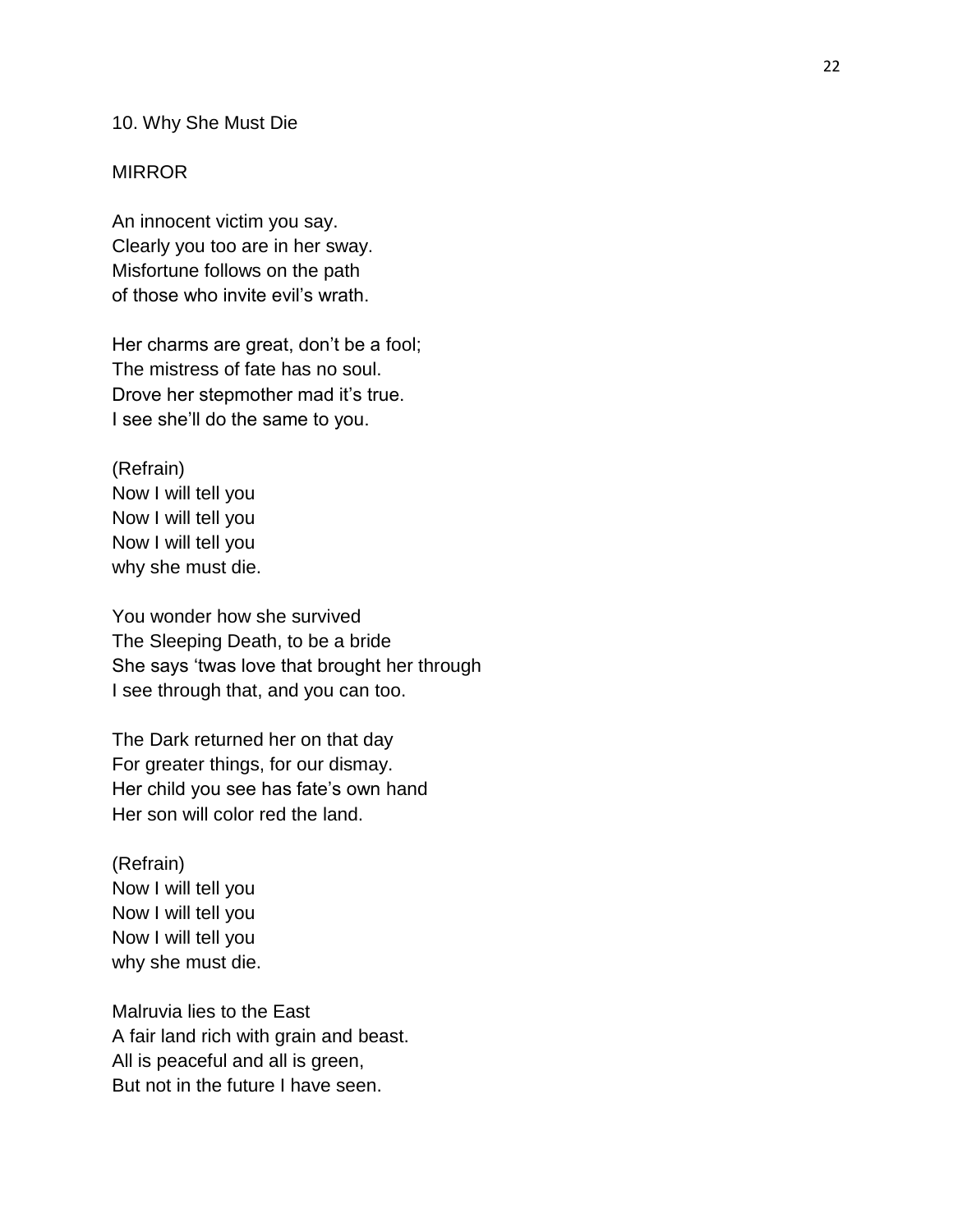## 10. Why She Must Die

MIRROR

An innocent victim you say.
Clearly you too are in her sway.
Misfortune follows on the path
of those who invite evil's wrath.

Her charms are great, don't be a fool;
The mistress of fate has no soul.
Drove her stepmother mad it's true.
I see she'll do the same to you.

(Refrain)
Now I will tell you
Now I will tell you
Now I will tell you
why she must die.

You wonder how she survived
The Sleeping Death, to be a bride
She says 'twas love that brought her through
I see through that, and you can too.

The Dark returned her on that day
For greater things, for our dismay.
Her child you see has fate's own hand
Her son will color red the land.

(Refrain)
Now I will tell you
Now I will tell you
Now I will tell you
why she must die.

Malruvia lies to the East
A fair land rich with grain and beast.
All is peaceful and all is green,
But not in the future I have seen.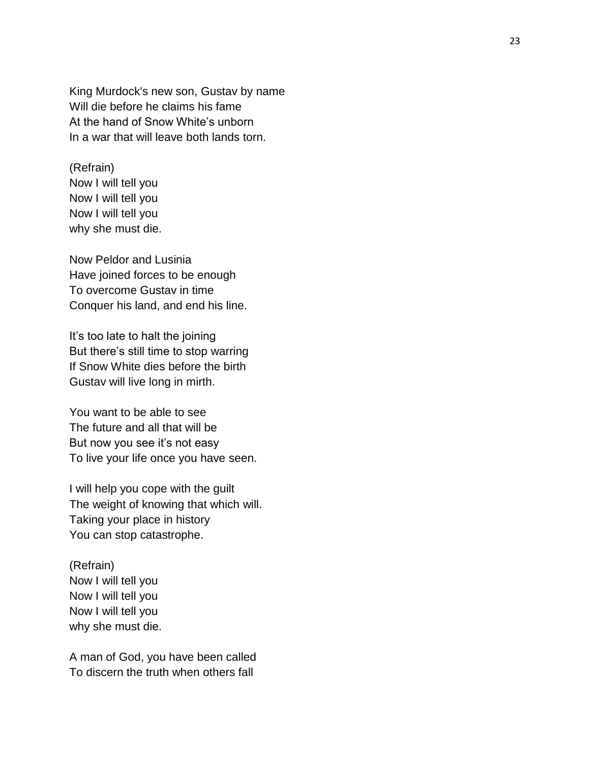King Murdock's new son, Gustav by name
Will die before he claims his fame
At the hand of Snow White's unborn
In a war that will leave both lands torn.

(Refrain)
Now I will tell you
Now I will tell you
Now I will tell you
why she must die.

Now Peldor and Lusinia
Have joined forces to be enough
To overcome Gustav in time
Conquer his land, and end his line.

It's too late to halt the joining
But there's still time to stop warring
If Snow White dies before the birth
Gustav will live long in mirth.

You want to be able to see
The future and all that will be
But now you see it's not easy
To live your life once you have seen.

I will help you cope with the guilt
The weight of knowing that which will.
Taking your place in history
You can stop catastrophe.

(Refrain)
Now I will tell you
Now I will tell you
Now I will tell you
why she must die.

A man of God, you have been called
To discern the truth when others fall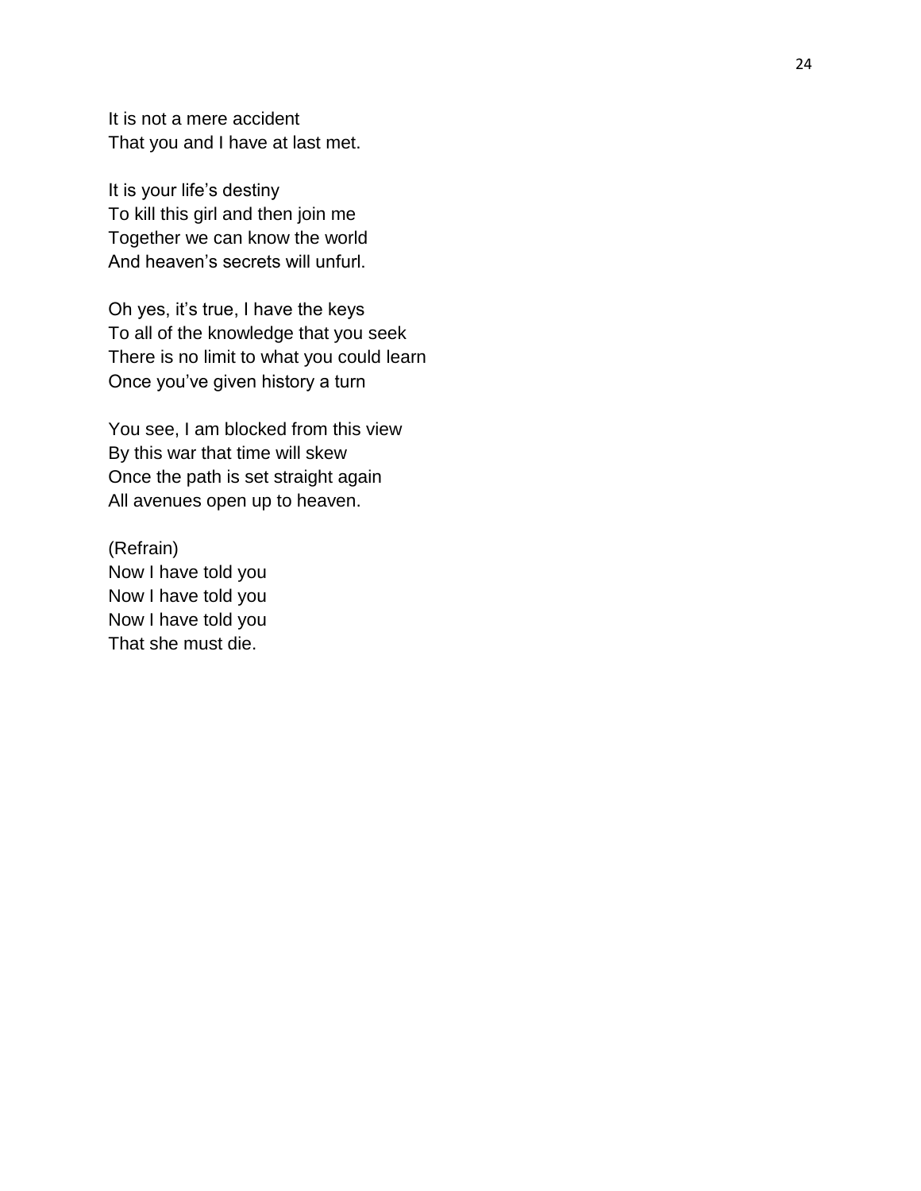It is not a mere accident
That you and I have at last met.

It is your life's destiny
To kill this girl and then join me
Together we can know the world
And heaven's secrets will unfurl.

Oh yes, it's true, I have the keys
To all of the knowledge that you seek
There is no limit to what you could learn
Once you've given history a turn

You see, I am blocked from this view
By this war that time will skew
Once the path is set straight again
All avenues open up to heaven.

(Refrain)
Now I have told you
Now I have told you
Now I have told you
That she must die.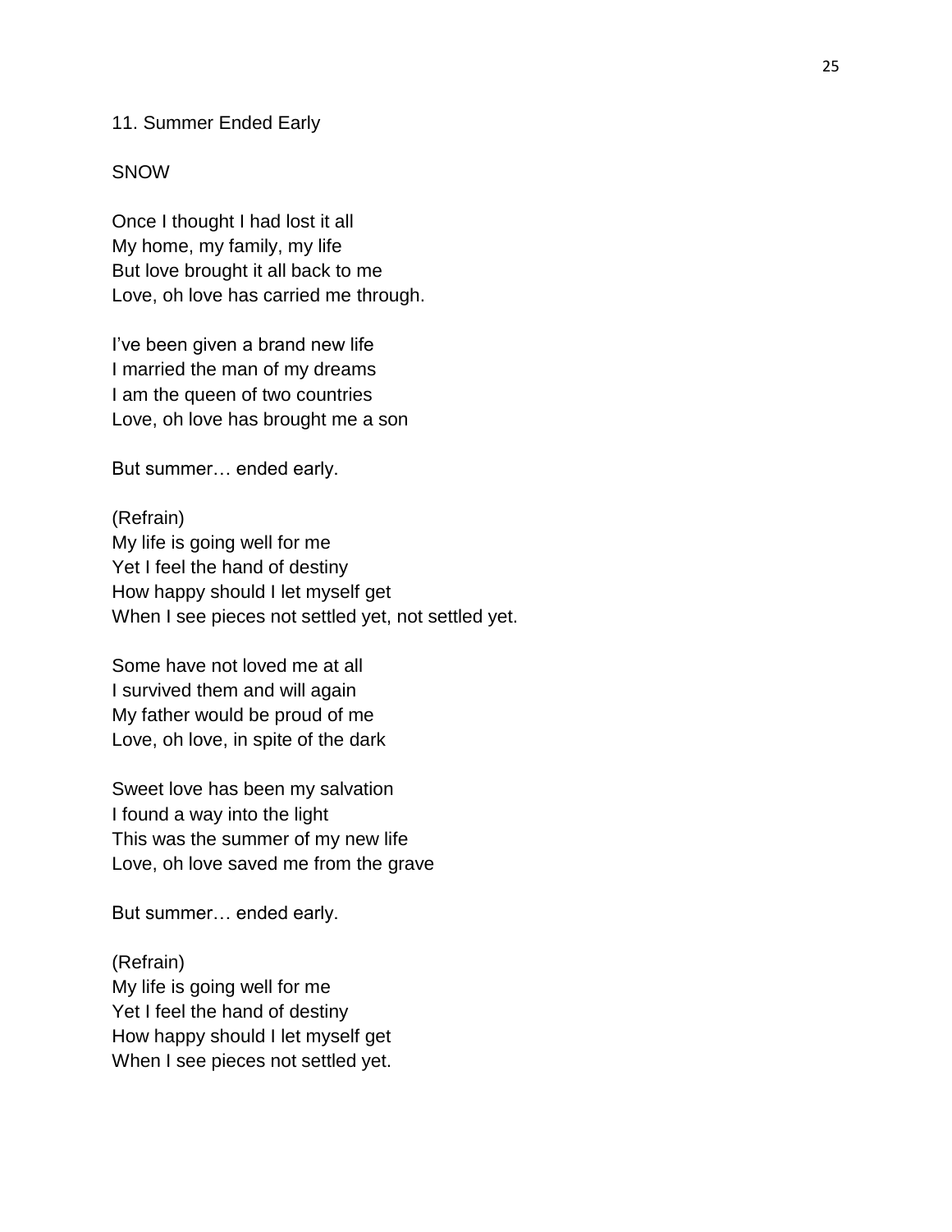## 11. Summer Ended Early

SNOW

Once I thought I had lost it all
My home, my family, my life
But love brought it all back to me
Love, oh love has carried me through.

I've been given a brand new life
I married the man of my dreams
I am the queen of two countries
Love, oh love has brought me a son

But summer… ended early.

(Refrain)
My life is going well for me
Yet I feel the hand of destiny
How happy should I let myself get
When I see pieces not settled yet, not settled yet.

Some have not loved me at all
I survived them and will again
My father would be proud of me
Love, oh love, in spite of the dark

Sweet love has been my salvation
I found a way into the light
This was the summer of my new life
Love, oh love saved me from the grave

But summer… ended early.

(Refrain)
My life is going well for me
Yet I feel the hand of destiny
How happy should I let myself get
When I see pieces not settled yet.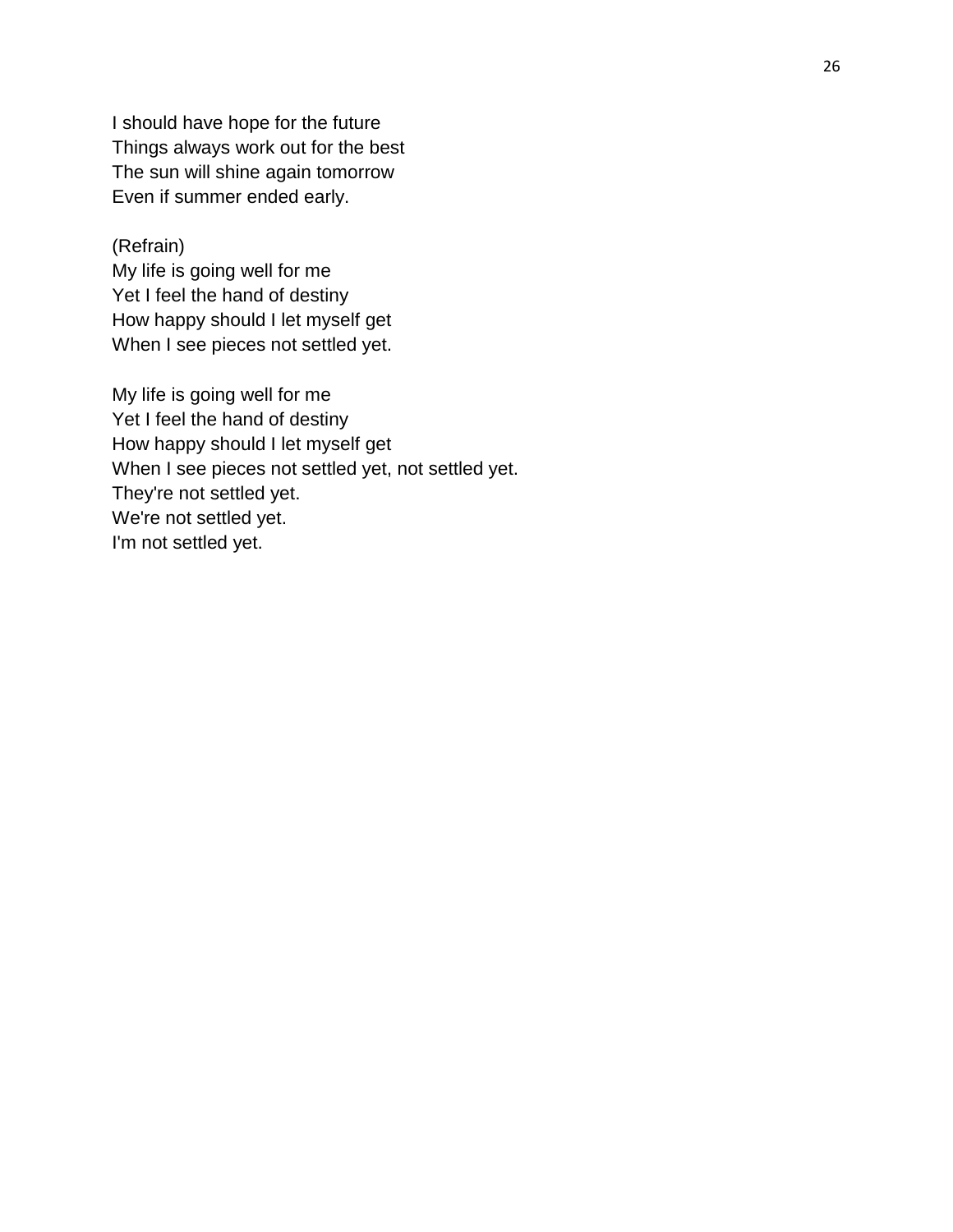I should have hope for the future  
Things always work out for the best  
The sun will shine again tomorrow  
Even if summer ended early.

(Refrain)  
My life is going well for me  
Yet I feel the hand of destiny  
How happy should I let myself get  
When I see pieces not settled yet.

My life is going well for me  
Yet I feel the hand of destiny  
How happy should I let myself get  
When I see pieces not settled yet, not settled yet.  
They're not settled yet.  
We're not settled yet.  
I'm not settled yet.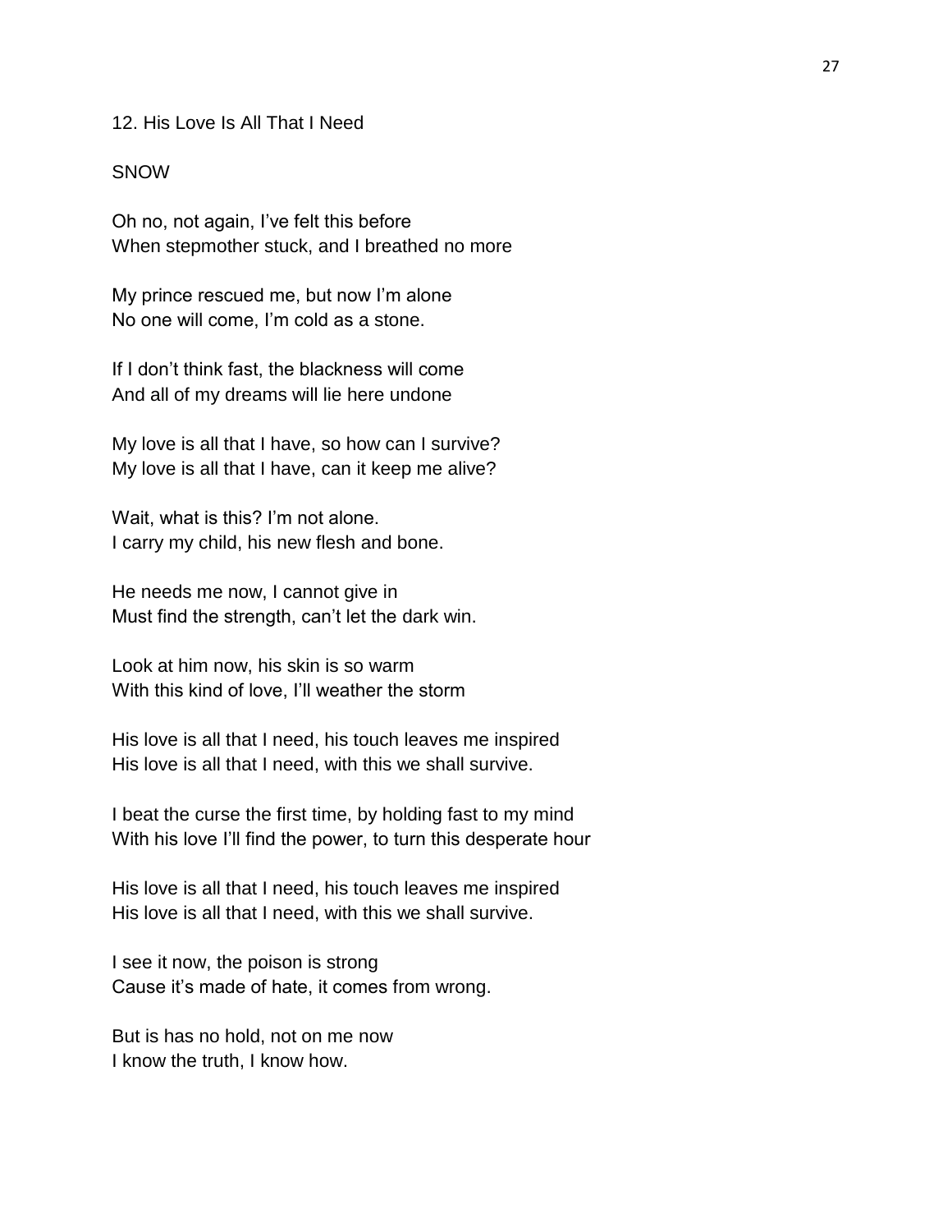12. His Love Is All That I Need

SNOW

Oh no, not again, I've felt this before
When stepmother stuck, and I breathed no more

My prince rescued me, but now I'm alone
No one will come, I'm cold as a stone.

If I don't think fast, the blackness will come
And all of my dreams will lie here undone

My love is all that I have, so how can I survive?
My love is all that I have, can it keep me alive?

Wait, what is this? I'm not alone.
I carry my child, his new flesh and bone.

He needs me now, I cannot give in
Must find the strength, can't let the dark win.

Look at him now, his skin is so warm
With this kind of love, I'll weather the storm

His love is all that I need, his touch leaves me inspired
His love is all that I need, with this we shall survive.

I beat the curse the first time, by holding fast to my mind
With his love I'll find the power, to turn this desperate hour

His love is all that I need, his touch leaves me inspired
His love is all that I need, with this we shall survive.

I see it now, the poison is strong
Cause it's made of hate, it comes from wrong.

But is has no hold, not on me now
I know the truth, I know how.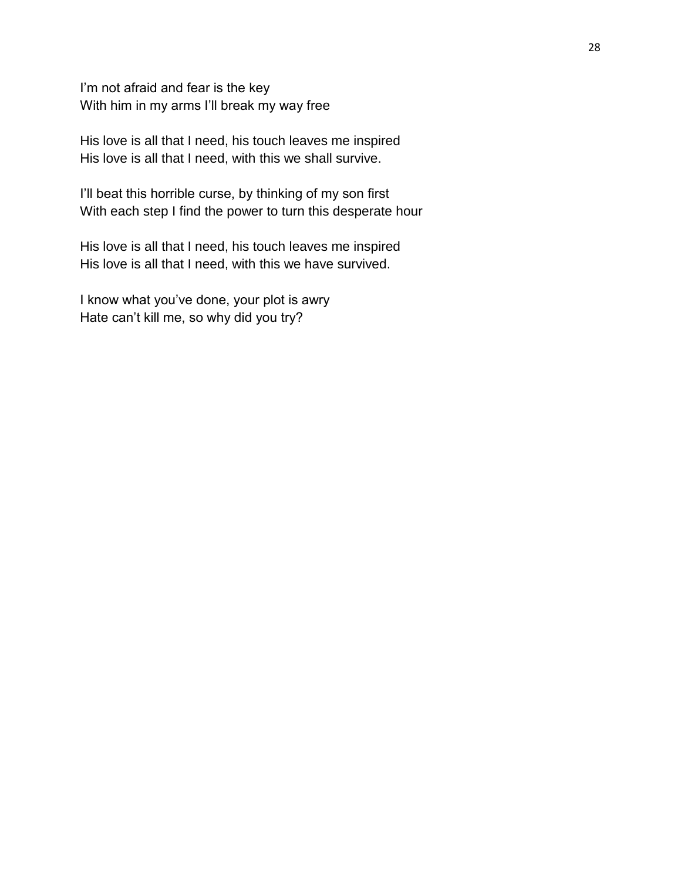I'm not afraid and fear is the key  
With him in my arms I'll break my way free

His love is all that I need, his touch leaves me inspired  
His love is all that I need, with this we shall survive.

I'll beat this horrible curse, by thinking of my son first  
With each step I find the power to turn this desperate hour

His love is all that I need, his touch leaves me inspired  
His love is all that I need, with this we have survived.

I know what you've done, your plot is awry  
Hate can't kill me, so why did you try?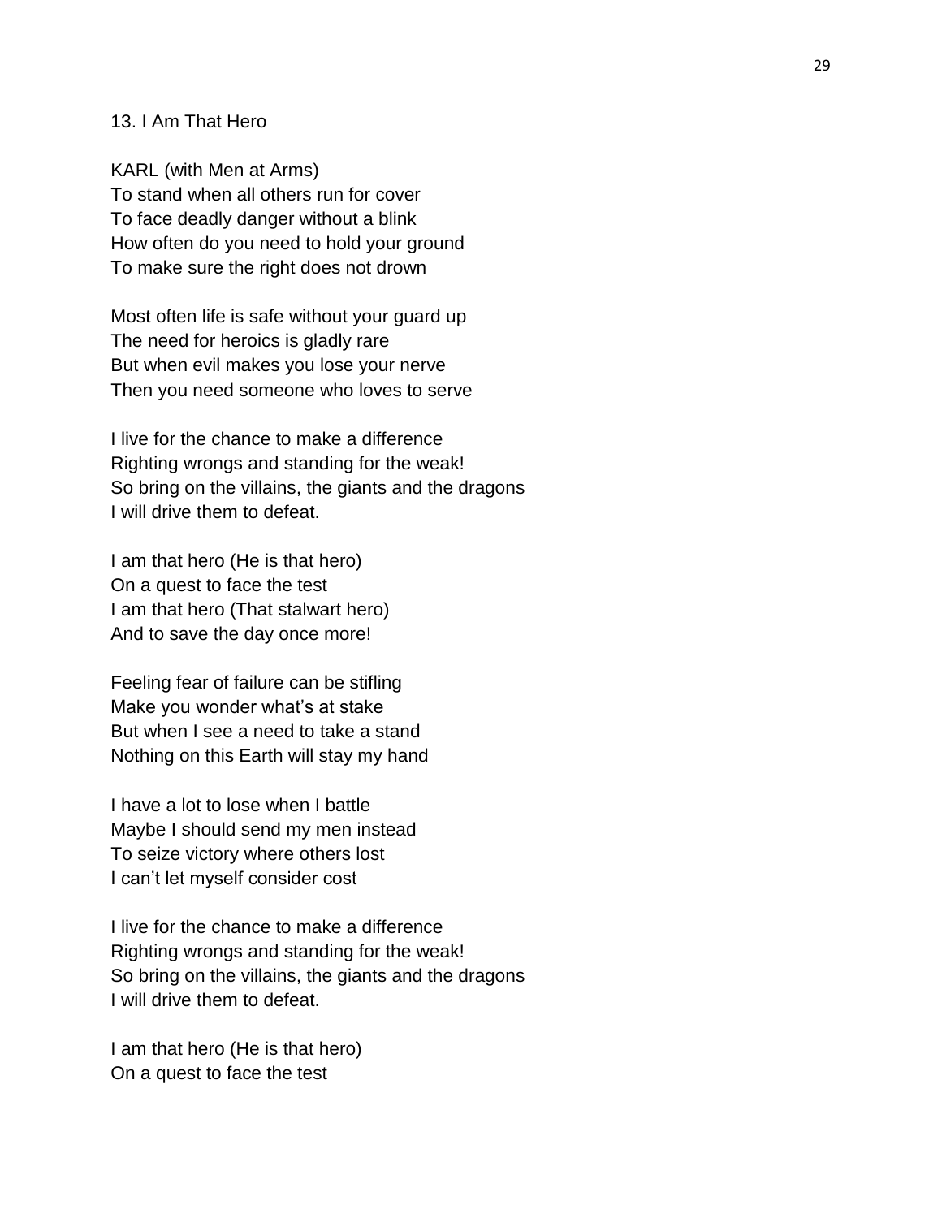## 13. I Am That Hero

KARL (with Men at Arms)
To stand when all others run for cover
To face deadly danger without a blink
How often do you need to hold your ground
To make sure the right does not drown

Most often life is safe without your guard up
The need for heroics is gladly rare
But when evil makes you lose your nerve
Then you need someone who loves to serve

I live for the chance to make a difference
Righting wrongs and standing for the weak!
So bring on the villains, the giants and the dragons
I will drive them to defeat.

I am that hero (He is that hero)
On a quest to face the test
I am that hero (That stalwart hero)
And to save the day once more!

Feeling fear of failure can be stifling
Make you wonder what's at stake
But when I see a need to take a stand
Nothing on this Earth will stay my hand

I have a lot to lose when I battle
Maybe I should send my men instead
To seize victory where others lost
I can't let myself consider cost

I live for the chance to make a difference
Righting wrongs and standing for the weak!
So bring on the villains, the giants and the dragons
I will drive them to defeat.

I am that hero (He is that hero)
On a quest to face the test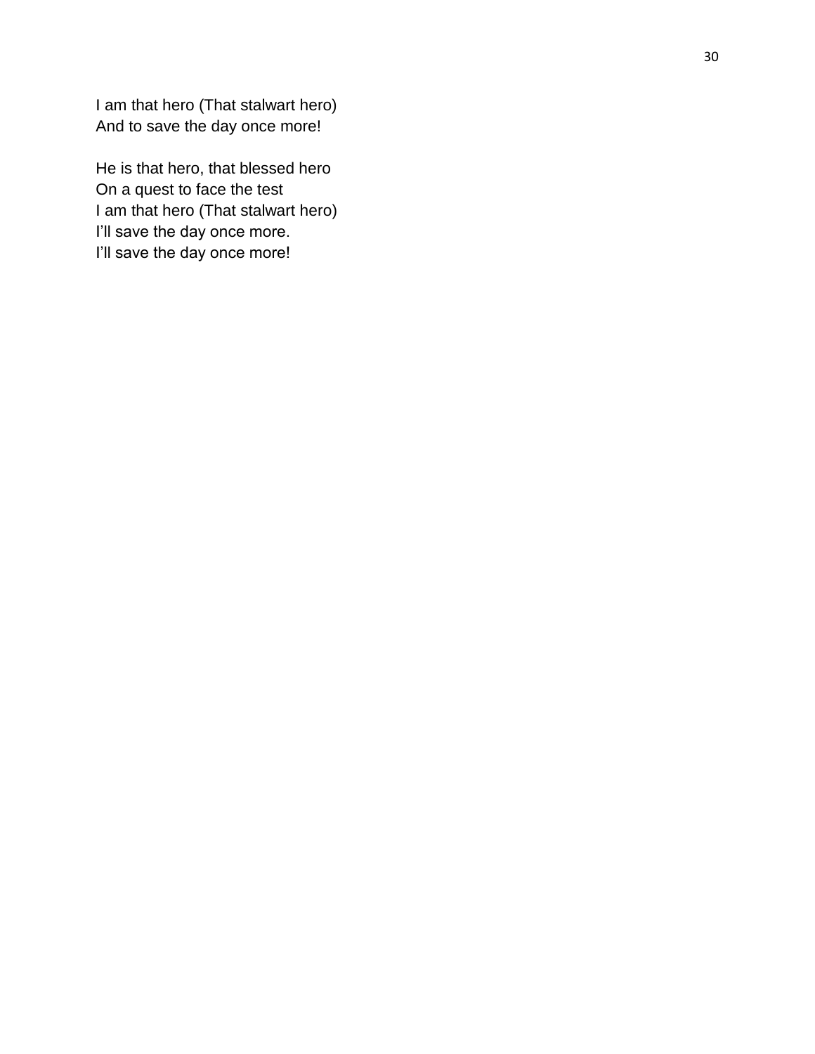I am that hero (That stalwart hero)  
And to save the day once more!

He is that hero, that blessed hero  
On a quest to face the test  
I am that hero (That stalwart hero)  
I'll save the day once more.  
I'll save the day once more!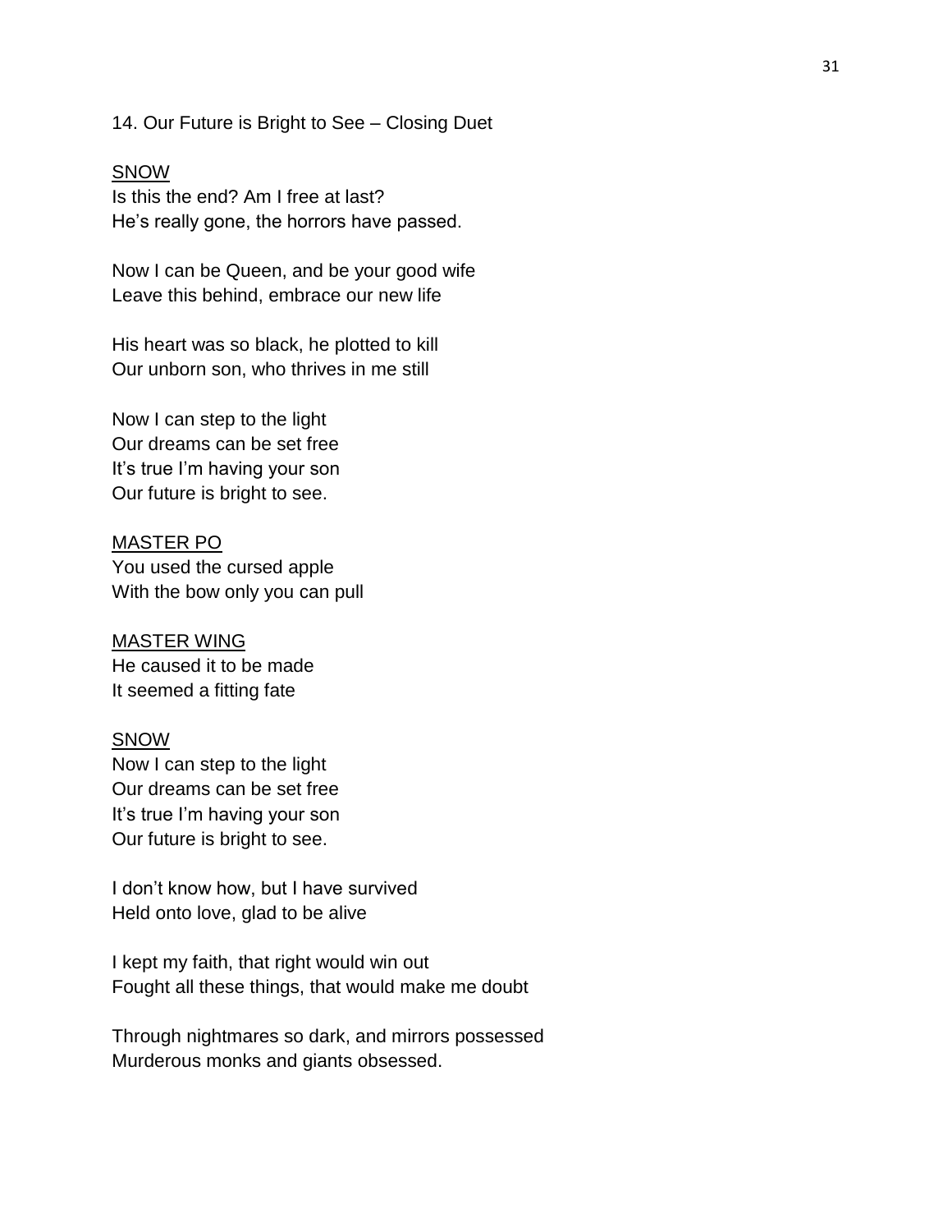14. Our Future is Bright to See – Closing Duet

<u>SNOW</u>
Is this the end? Am I free at last?
He's really gone, the horrors have passed.

Now I can be Queen, and be your good wife
Leave this behind, embrace our new life

His heart was so black, he plotted to kill
Our unborn son, who thrives in me still

Now I can step to the light
Our dreams can be set free
It's true I'm having your son
Our future is bright to see.

<u>MASTER PO</u>
You used the cursed apple
With the bow only you can pull

<u>MASTER WING</u>
He caused it to be made
It seemed a fitting fate

<u>SNOW</u>
Now I can step to the light
Our dreams can be set free
It's true I'm having your son
Our future is bright to see.

I don't know how, but I have survived
Held onto love, glad to be alive

I kept my faith, that right would win out
Fought all these things, that would make me doubt

Through nightmares so dark, and mirrors possessed
Murderous monks and giants obsessed.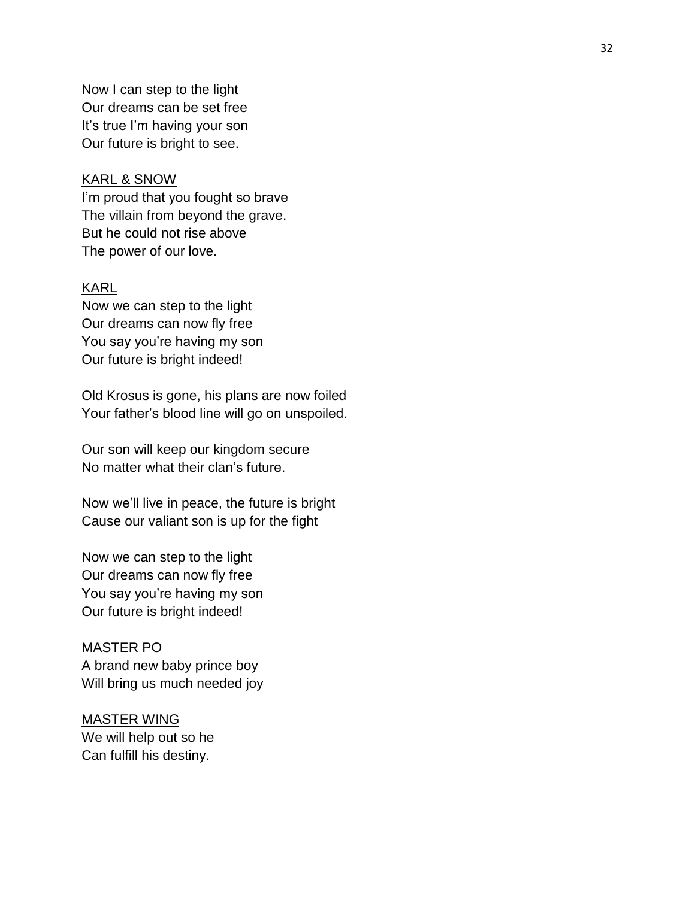Now I can step to the light
Our dreams can be set free
It's true I'm having your son
Our future is bright to see.

<u>KARL & SNOW</u>
I'm proud that you fought so brave
The villain from beyond the grave.
But he could not rise above
The power of our love.

<u>KARL</u>
Now we can step to the light
Our dreams can now fly free
You say you're having my son
Our future is bright indeed!

Old Krosus is gone, his plans are now foiled
Your father's blood line will go on unspoiled.

Our son will keep our kingdom secure
No matter what their clan's future.

Now we'll live in peace, the future is bright
Cause our valiant son is up for the fight

Now we can step to the light
Our dreams can now fly free
You say you're having my son
Our future is bright indeed!

<u>MASTER PO</u>
A brand new baby prince boy
Will bring us much needed joy

<u>MASTER WING</u>
We will help out so he
Can fulfill his destiny.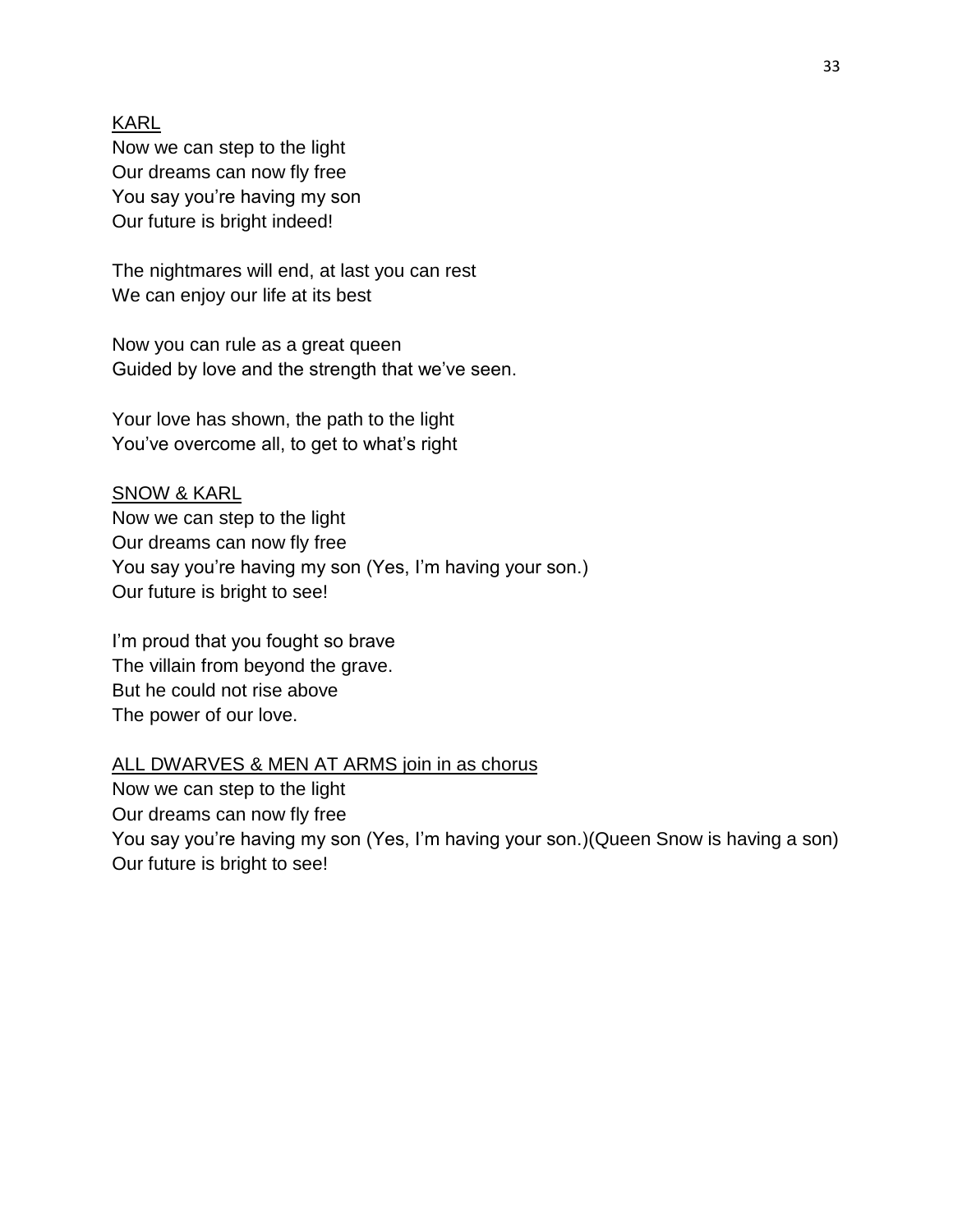<u>KARL</u>
Now we can step to the light
Our dreams can now fly free
You say you're having my son
Our future is bright indeed!

The nightmares will end, at last you can rest
We can enjoy our life at its best

Now you can rule as a great queen
Guided by love and the strength that we've seen.

Your love has shown, the path to the light
You've overcome all, to get to what's right

<u>SNOW & KARL</u>
Now we can step to the light
Our dreams can now fly free
You say you're having my son (Yes, I'm having your son.)
Our future is bright to see!

I'm proud that you fought so brave
The villain from beyond the grave.
But he could not rise above
The power of our love.

<u>ALL DWARVES & MEN AT ARMS join in as chorus</u>
Now we can step to the light
Our dreams can now fly free
You say you're having my son (Yes, I'm having your son.)(Queen Snow is having a son)
Our future is bright to see!